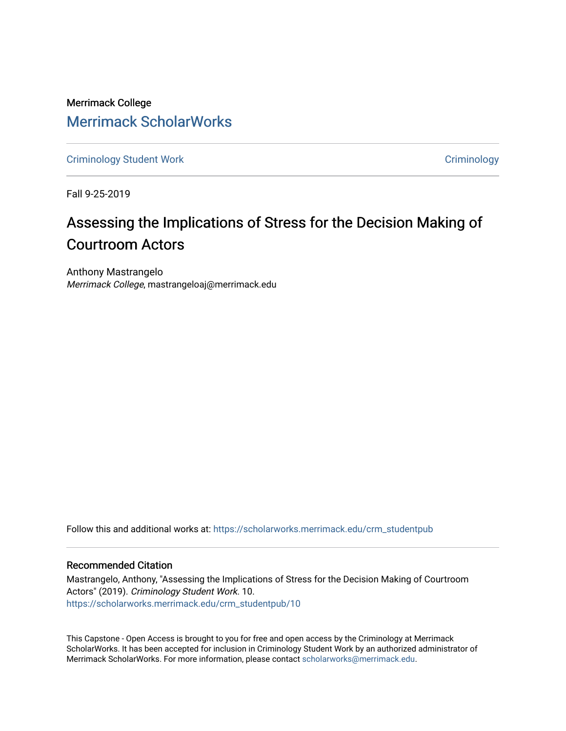Merrimack College

## Merrimack ScholarWorks

Criminology Student Work | Criminology

Fall 9-25-2019

# Assessing the Implications of Stress for the Decision Making of Courtroom Actors

Anthony Mastrangelo
*Merrimack College*, mastrangeloaj@merrimack.edu

Follow this and additional works at: https://scholarworks.merrimack.edu/crm_studentpub

### Recommended Citation

Mastrangelo, Anthony, "Assessing the Implications of Stress for the Decision Making of Courtroom Actors" (2019). *Criminology Student Work*. 10.
https://scholarworks.merrimack.edu/crm_studentpub/10

This Capstone - Open Access is brought to you for free and open access by the Criminology at Merrimack ScholarWorks. It has been accepted for inclusion in Criminology Student Work by an authorized administrator of Merrimack ScholarWorks. For more information, please contact scholarworks@merrimack.edu.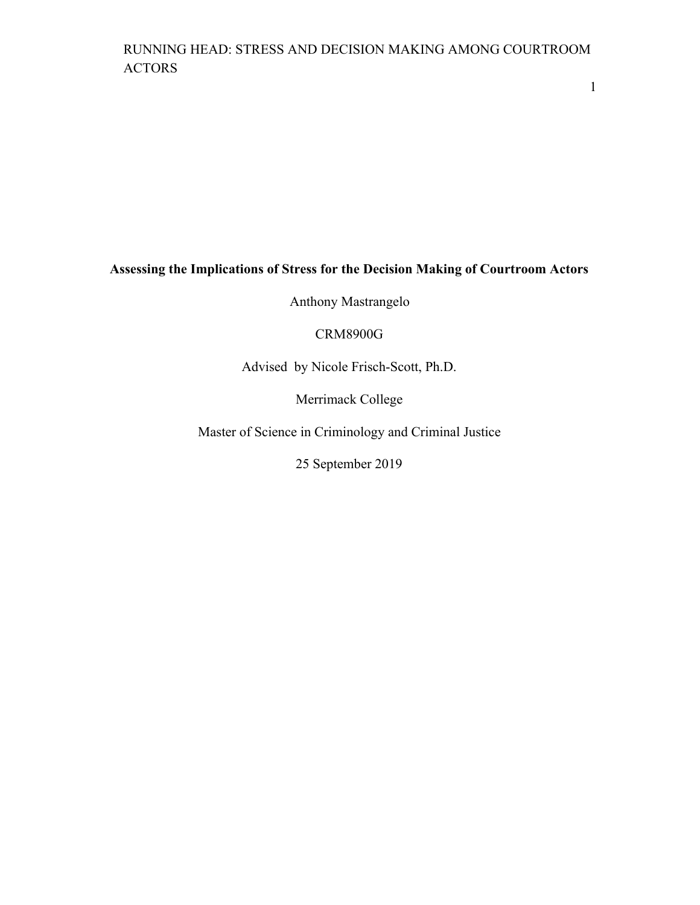**Assessing the Implications of Stress for the Decision Making of Courtroom Actors**

Anthony Mastrangelo

CRM8900G

Advised by Nicole Frisch-Scott, Ph.D.

Merrimack College

Master of Science in Criminology and Criminal Justice

25 September 2019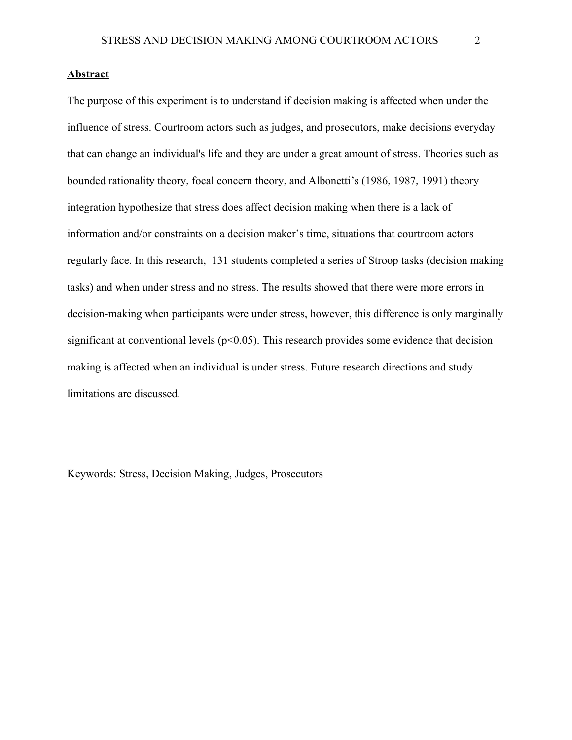## **Abstract**

The purpose of this experiment is to understand if decision making is affected when under the influence of stress. Courtroom actors such as judges, and prosecutors, make decisions everyday that can change an individual's life and they are under a great amount of stress. Theories such as bounded rationality theory, focal concern theory, and Albonetti's (1986, 1987, 1991) theory integration hypothesize that stress does affect decision making when there is a lack of information and/or constraints on a decision maker's time, situations that courtroom actors regularly face. In this research,  131 students completed a series of Stroop tasks (decision making tasks) and when under stress and no stress. The results showed that there were more errors in decision-making when participants were under stress, however, this difference is only marginally significant at conventional levels ($p<0.05$). This research provides some evidence that decision making is affected when an individual is under stress. Future research directions and study limitations are discussed.

Keywords: Stress, Decision Making, Judges, Prosecutors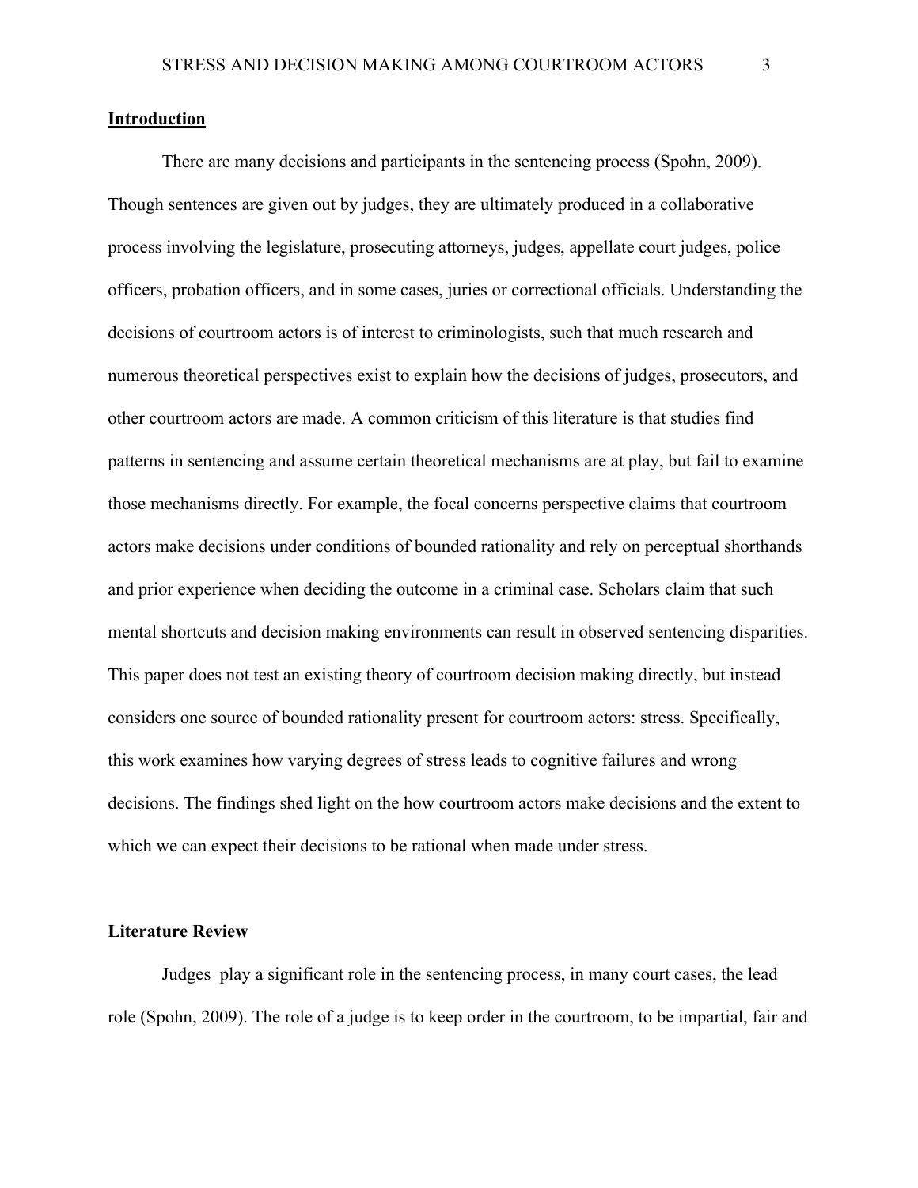## Introduction

There are many decisions and participants in the sentencing process (Spohn, 2009). Though sentences are given out by judges, they are ultimately produced in a collaborative process involving the legislature, prosecuting attorneys, judges, appellate court judges, police officers, probation officers, and in some cases, juries or correctional officials. Understanding the decisions of courtroom actors is of interest to criminologists, such that much research and numerous theoretical perspectives exist to explain how the decisions of judges, prosecutors, and other courtroom actors are made. A common criticism of this literature is that studies find patterns in sentencing and assume certain theoretical mechanisms are at play, but fail to examine those mechanisms directly. For example, the focal concerns perspective claims that courtroom actors make decisions under conditions of bounded rationality and rely on perceptual shorthands and prior experience when deciding the outcome in a criminal case. Scholars claim that such mental shortcuts and decision making environments can result in observed sentencing disparities. This paper does not test an existing theory of courtroom decision making directly, but instead considers one source of bounded rationality present for courtroom actors: stress. Specifically, this work examines how varying degrees of stress leads to cognitive failures and wrong decisions. The findings shed light on the how courtroom actors make decisions and the extent to which we can expect their decisions to be rational when made under stress.

## Literature Review

Judges play a significant role in the sentencing process, in many court cases, the lead role (Spohn, 2009). The role of a judge is to keep order in the courtroom, to be impartial, fair and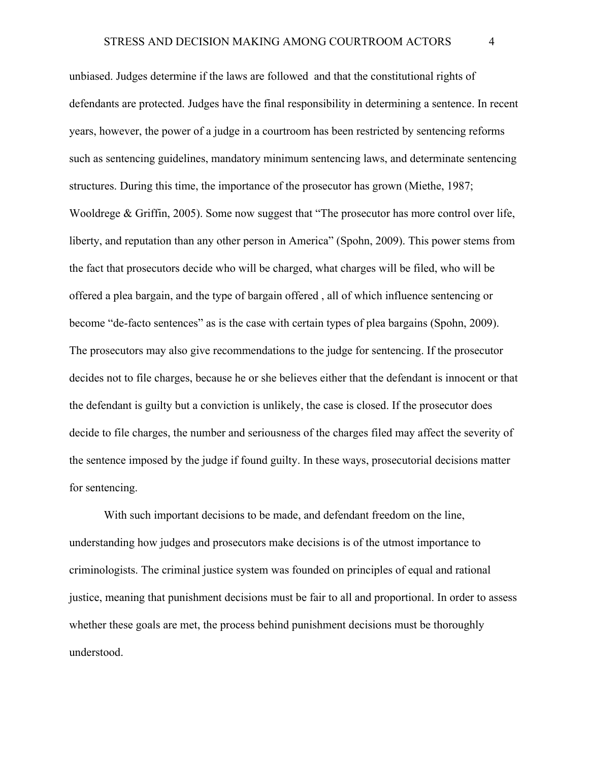unbiased. Judges determine if the laws are followed and that the constitutional rights of defendants are protected. Judges have the final responsibility in determining a sentence. In recent years, however, the power of a judge in a courtroom has been restricted by sentencing reforms such as sentencing guidelines, mandatory minimum sentencing laws, and determinate sentencing structures. During this time, the importance of the prosecutor has grown (Miethe, 1987; Wooldrege & Griffin, 2005). Some now suggest that "The prosecutor has more control over life, liberty, and reputation than any other person in America" (Spohn, 2009). This power stems from the fact that prosecutors decide who will be charged, what charges will be filed, who will be offered a plea bargain, and the type of bargain offered , all of which influence sentencing or become "de-facto sentences" as is the case with certain types of plea bargains (Spohn, 2009). The prosecutors may also give recommendations to the judge for sentencing. If the prosecutor decides not to file charges, because he or she believes either that the defendant is innocent or that the defendant is guilty but a conviction is unlikely, the case is closed. If the prosecutor does decide to file charges, the number and seriousness of the charges filed may affect the severity of the sentence imposed by the judge if found guilty. In these ways, prosecutorial decisions matter for sentencing.

With such important decisions to be made, and defendant freedom on the line, understanding how judges and prosecutors make decisions is of the utmost importance to criminologists. The criminal justice system was founded on principles of equal and rational justice, meaning that punishment decisions must be fair to all and proportional. In order to assess whether these goals are met, the process behind punishment decisions must be thoroughly understood.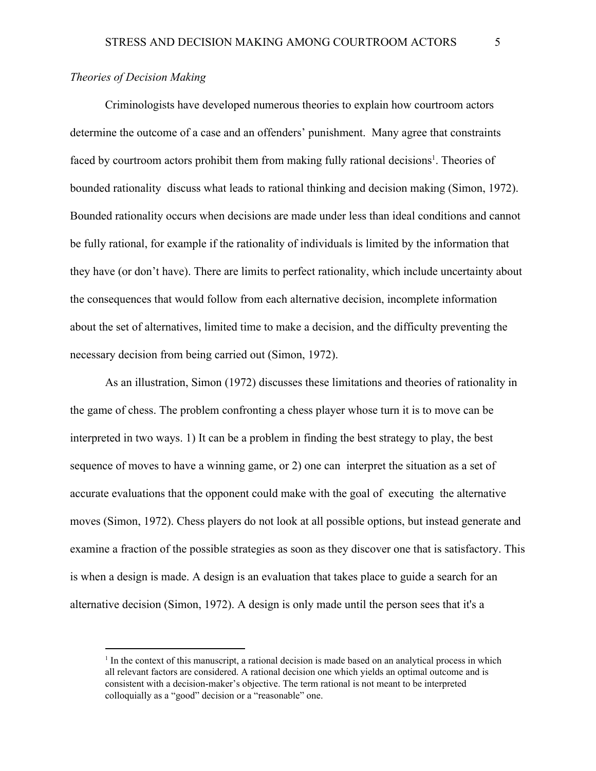*Theories of Decision Making*

Criminologists have developed numerous theories to explain how courtroom actors determine the outcome of a case and an offenders' punishment. Many agree that constraints faced by courtroom actors prohibit them from making fully rational decisions[1]. Theories of bounded rationality discuss what leads to rational thinking and decision making (Simon, 1972). Bounded rationality occurs when decisions are made under less than ideal conditions and cannot be fully rational, for example if the rationality of individuals is limited by the information that they have (or don't have). There are limits to perfect rationality, which include uncertainty about the consequences that would follow from each alternative decision, incomplete information about the set of alternatives, limited time to make a decision, and the difficulty preventing the necessary decision from being carried out (Simon, 1972).

As an illustration, Simon (1972) discusses these limitations and theories of rationality in the game of chess. The problem confronting a chess player whose turn it is to move can be interpreted in two ways. 1) It can be a problem in finding the best strategy to play, the best sequence of moves to have a winning game, or 2) one can interpret the situation as a set of accurate evaluations that the opponent could make with the goal of executing the alternative moves (Simon, 1972). Chess players do not look at all possible options, but instead generate and examine a fraction of the possible strategies as soon as they discover one that is satisfactory. This is when a design is made. A design is an evaluation that takes place to guide a search for an alternative decision (Simon, 1972). A design is only made until the person sees that it's a

[1] In the context of this manuscript, a rational decision is made based on an analytical process in which all relevant factors are considered. A rational decision one which yields an optimal outcome and is consistent with a decision-maker's objective. The term rational is not meant to be interpreted colloquially as a "good" decision or a "reasonable" one.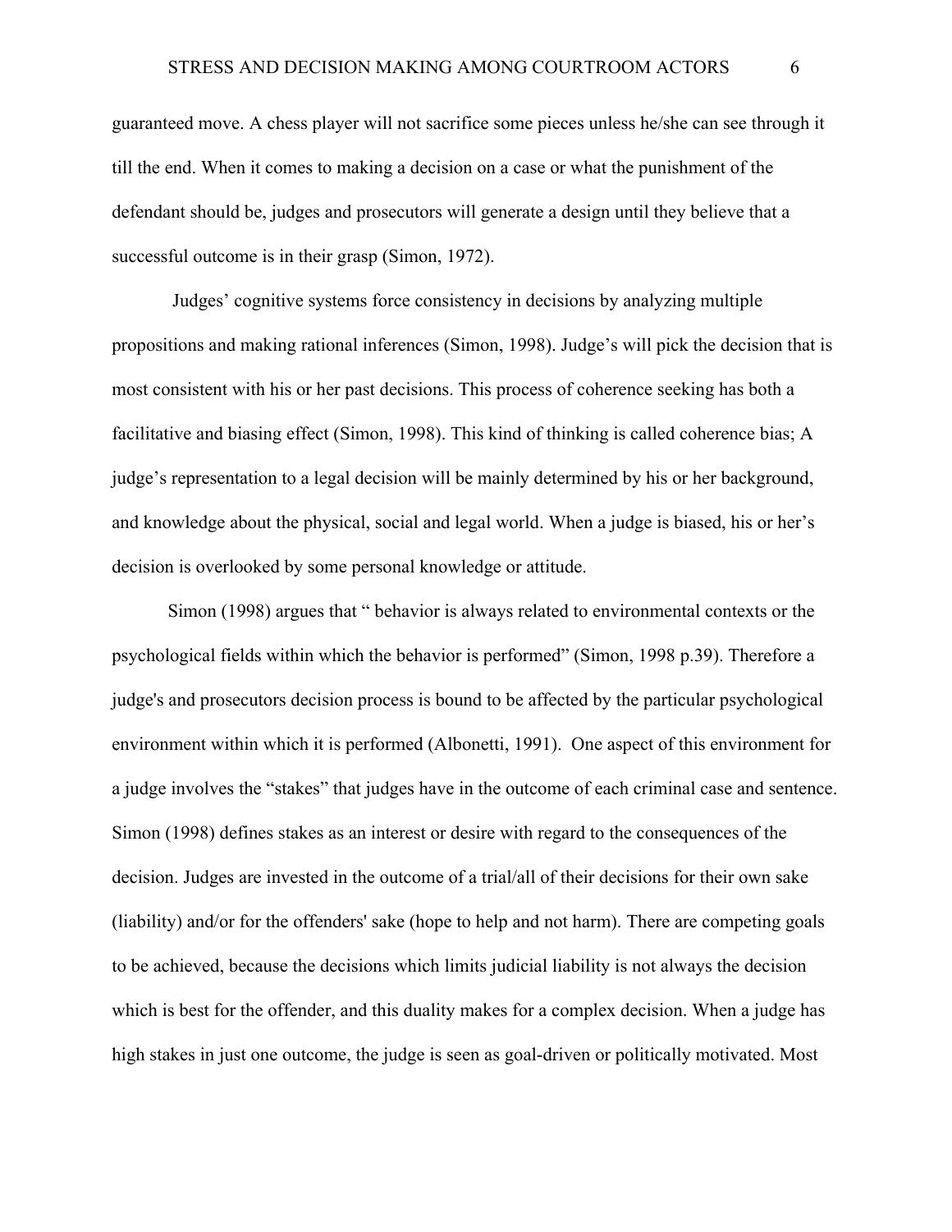guaranteed move. A chess player will not sacrifice some pieces unless he/she can see through it till the end. When it comes to making a decision on a case or what the punishment of the defendant should be, judges and prosecutors will generate a design until they believe that a successful outcome is in their grasp (Simon, 1972).

Judges' cognitive systems force consistency in decisions by analyzing multiple propositions and making rational inferences (Simon, 1998). Judge's will pick the decision that is most consistent with his or her past decisions. This process of coherence seeking has both a facilitative and biasing effect (Simon, 1998). This kind of thinking is called coherence bias; A judge's representation to a legal decision will be mainly determined by his or her background, and knowledge about the physical, social and legal world. When a judge is biased, his or her's decision is overlooked by some personal knowledge or attitude.

Simon (1998) argues that " behavior is always related to environmental contexts or the psychological fields within which the behavior is performed" (Simon, 1998 p.39). Therefore a judge's and prosecutors decision process is bound to be affected by the particular psychological environment within which it is performed (Albonetti, 1991). One aspect of this environment for a judge involves the "stakes" that judges have in the outcome of each criminal case and sentence. Simon (1998) defines stakes as an interest or desire with regard to the consequences of the decision. Judges are invested in the outcome of a trial/all of their decisions for their own sake (liability) and/or for the offenders' sake (hope to help and not harm). There are competing goals to be achieved, because the decisions which limits judicial liability is not always the decision which is best for the offender, and this duality makes for a complex decision. When a judge has high stakes in just one outcome, the judge is seen as goal-driven or politically motivated. Most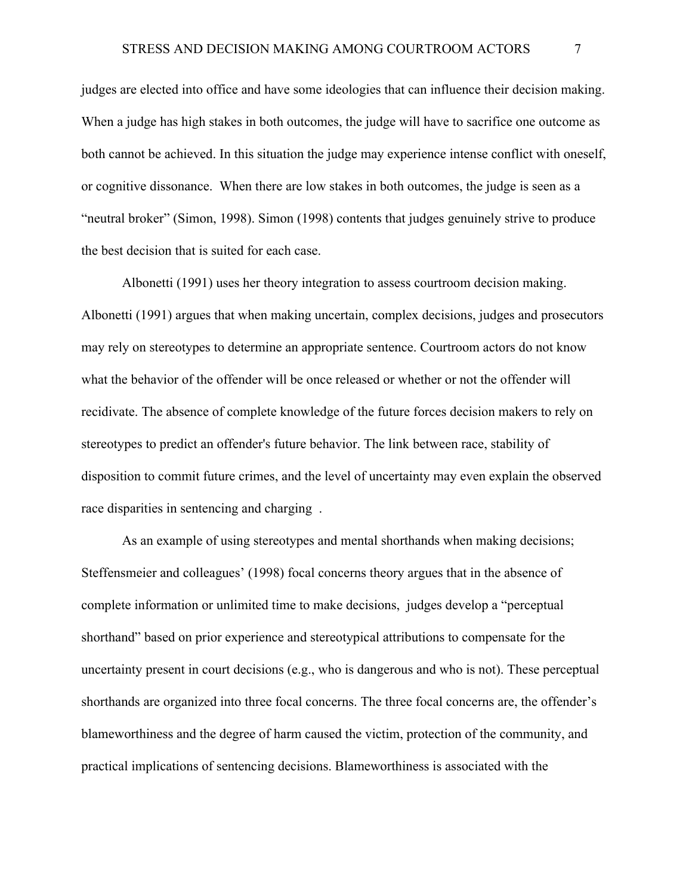judges are elected into office and have some ideologies that can influence their decision making. When a judge has high stakes in both outcomes, the judge will have to sacrifice one outcome as both cannot be achieved. In this situation the judge may experience intense conflict with oneself, or cognitive dissonance. When there are low stakes in both outcomes, the judge is seen as a "neutral broker" (Simon, 1998). Simon (1998) contents that judges genuinely strive to produce the best decision that is suited for each case.

Albonetti (1991) uses her theory integration to assess courtroom decision making. Albonetti (1991) argues that when making uncertain, complex decisions, judges and prosecutors may rely on stereotypes to determine an appropriate sentence. Courtroom actors do not know what the behavior of the offender will be once released or whether or not the offender will recidivate. The absence of complete knowledge of the future forces decision makers to rely on stereotypes to predict an offender's future behavior. The link between race, stability of disposition to commit future crimes, and the level of uncertainty may even explain the observed race disparities in sentencing and charging .

As an example of using stereotypes and mental shorthands when making decisions; Steffensmeier and colleagues' (1998) focal concerns theory argues that in the absence of complete information or unlimited time to make decisions, judges develop a "perceptual shorthand" based on prior experience and stereotypical attributions to compensate for the uncertainty present in court decisions (e.g., who is dangerous and who is not). These perceptual shorthands are organized into three focal concerns. The three focal concerns are, the offender's blameworthiness and the degree of harm caused the victim, protection of the community, and practical implications of sentencing decisions. Blameworthiness is associated with the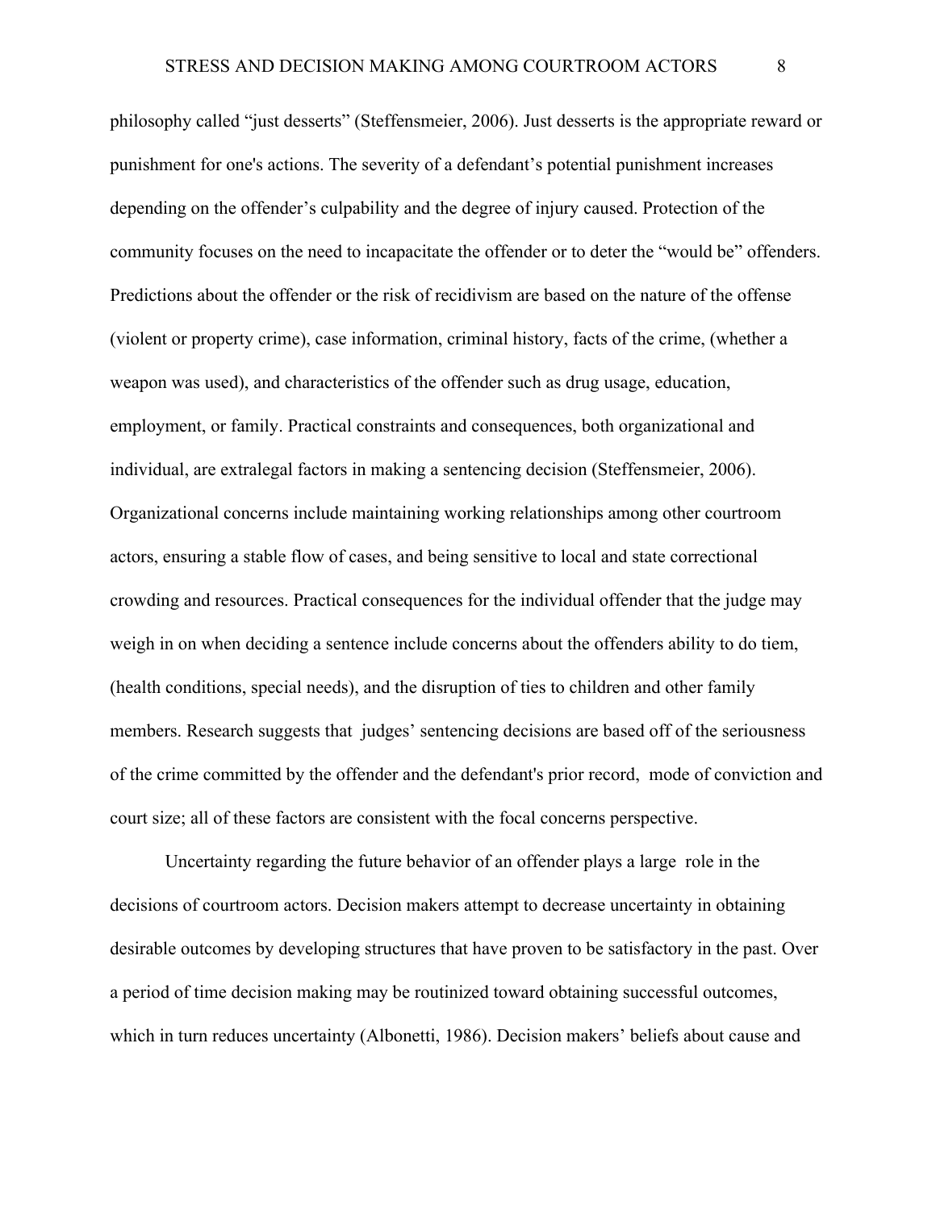philosophy called “just desserts” (Steffensmeier, 2006). Just desserts is the appropriate reward or punishment for one's actions. The severity of a defendant’s potential punishment increases depending on the offender’s culpability and the degree of injury caused. Protection of the community focuses on the need to incapacitate the offender or to deter the “would be” offenders. Predictions about the offender or the risk of recidivism are based on the nature of the offense (violent or property crime), case information, criminal history, facts of the crime, (whether a weapon was used), and characteristics of the offender such as drug usage, education, employment, or family. Practical constraints and consequences, both organizational and individual, are extralegal factors in making a sentencing decision (Steffensmeier, 2006). Organizational concerns include maintaining working relationships among other courtroom actors, ensuring a stable flow of cases, and being sensitive to local and state correctional crowding and resources. Practical consequences for the individual offender that the judge may weigh in on when deciding a sentence include concerns about the offenders ability to do tiem, (health conditions, special needs), and the disruption of ties to children and other family members. Research suggests that judges’ sentencing decisions are based off of the seriousness of the crime committed by the offender and the defendant's prior record, mode of conviction and court size; all of these factors are consistent with the focal concerns perspective.

Uncertainty regarding the future behavior of an offender plays a large role in the decisions of courtroom actors. Decision makers attempt to decrease uncertainty in obtaining desirable outcomes by developing structures that have proven to be satisfactory in the past. Over a period of time decision making may be routinized toward obtaining successful outcomes, which in turn reduces uncertainty (Albonetti, 1986). Decision makers’ beliefs about cause and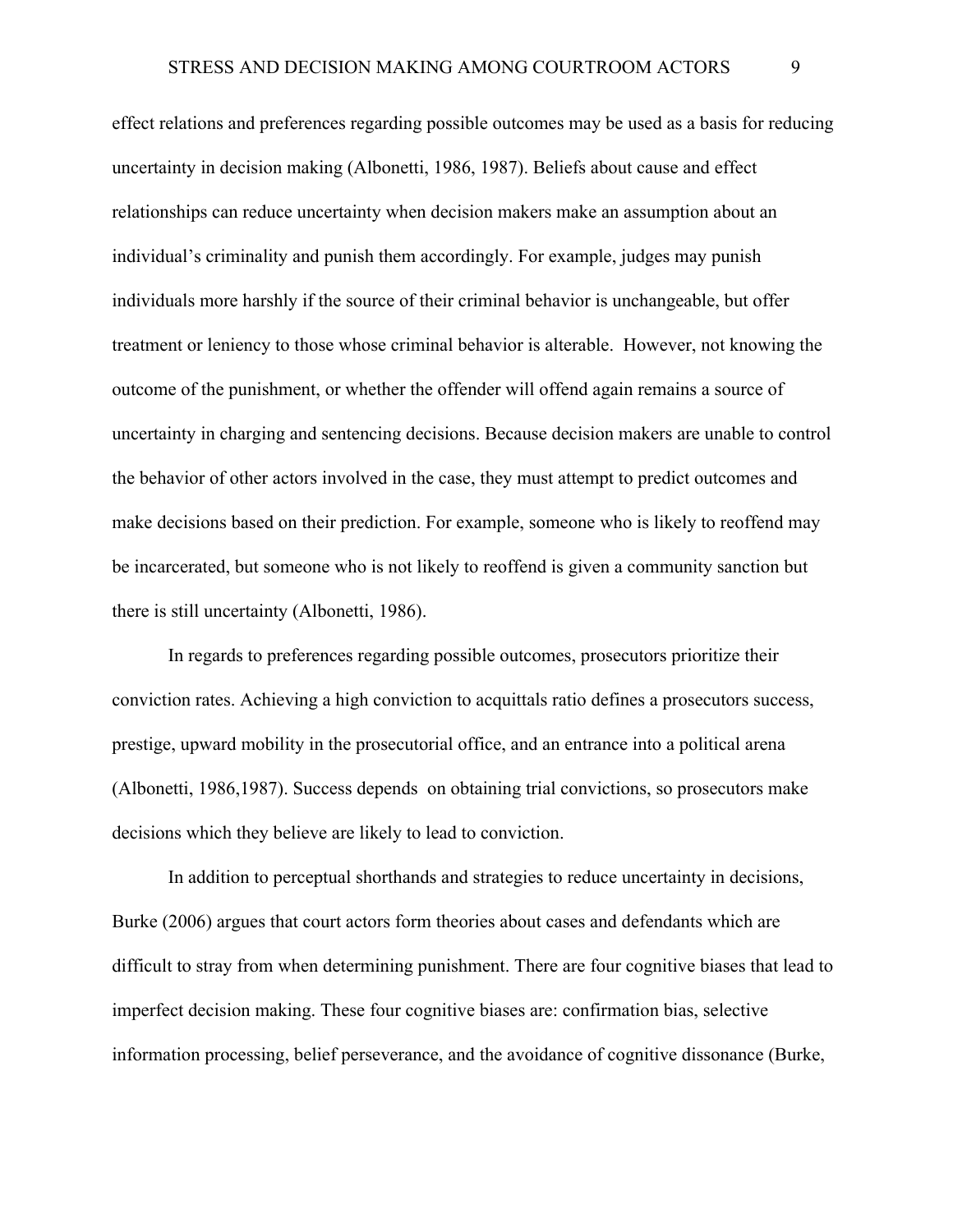effect relations and preferences regarding possible outcomes may be used as a basis for reducing uncertainty in decision making (Albonetti, 1986, 1987). Beliefs about cause and effect relationships can reduce uncertainty when decision makers make an assumption about an individual's criminality and punish them accordingly. For example, judges may punish individuals more harshly if the source of their criminal behavior is unchangeable, but offer treatment or leniency to those whose criminal behavior is alterable.  However, not knowing the outcome of the punishment, or whether the offender will offend again remains a source of uncertainty in charging and sentencing decisions. Because decision makers are unable to control the behavior of other actors involved in the case, they must attempt to predict outcomes and make decisions based on their prediction. For example, someone who is likely to reoffend may be incarcerated, but someone who is not likely to reoffend is given a community sanction but there is still uncertainty (Albonetti, 1986).

In regards to preferences regarding possible outcomes, prosecutors prioritize their conviction rates. Achieving a high conviction to acquittals ratio defines a prosecutors success, prestige, upward mobility in the prosecutorial office, and an entrance into a political arena (Albonetti, 1986,1987). Success depends  on obtaining trial convictions, so prosecutors make decisions which they believe are likely to lead to conviction.

In addition to perceptual shorthands and strategies to reduce uncertainty in decisions, Burke (2006) argues that court actors form theories about cases and defendants which are difficult to stray from when determining punishment. There are four cognitive biases that lead to imperfect decision making. These four cognitive biases are: confirmation bias, selective information processing, belief perseverance, and the avoidance of cognitive dissonance (Burke,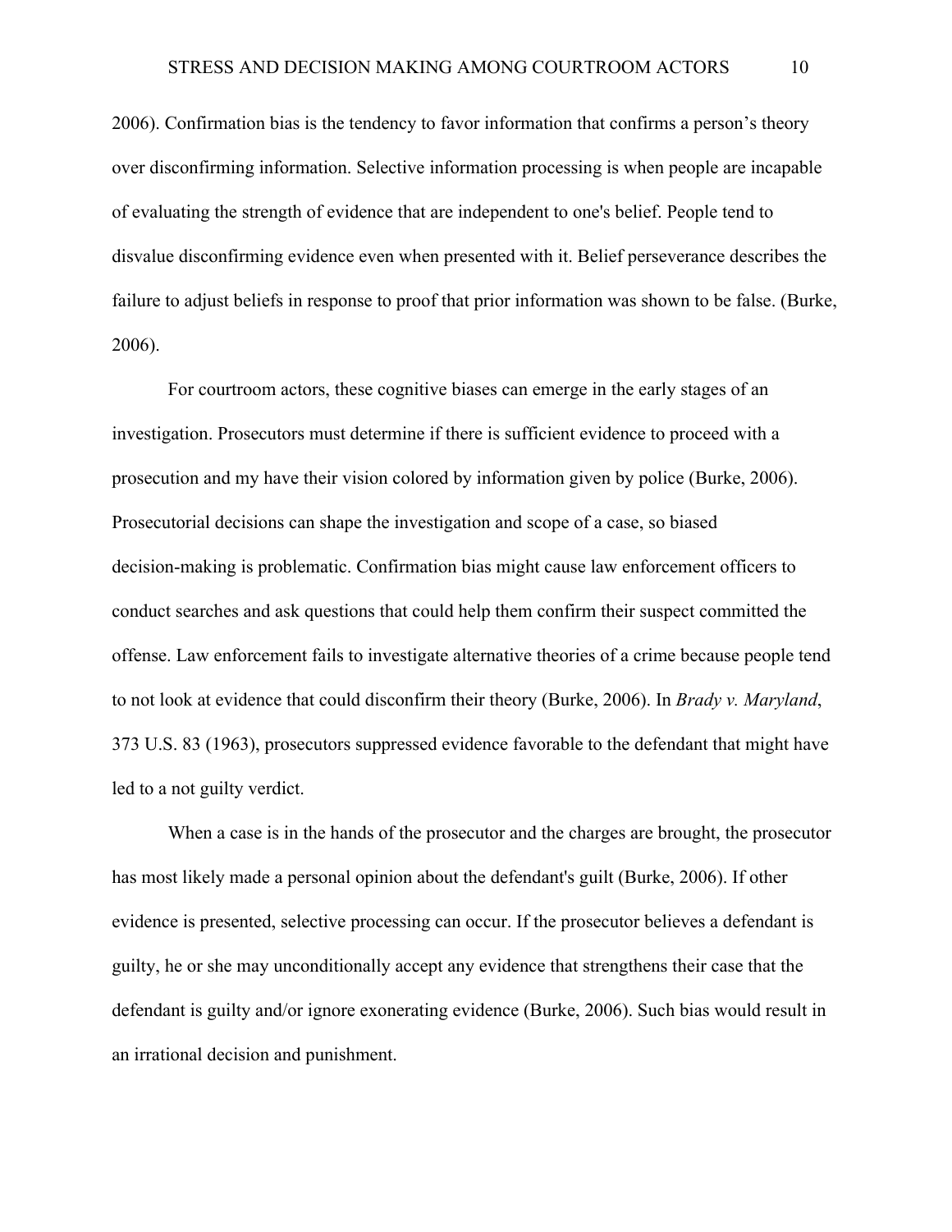2006). Confirmation bias is the tendency to favor information that confirms a person's theory over disconfirming information. Selective information processing is when people are incapable of evaluating the strength of evidence that are independent to one's belief. People tend to disvalue disconfirming evidence even when presented with it. Belief perseverance describes the failure to adjust beliefs in response to proof that prior information was shown to be false. (Burke, 2006).

For courtroom actors, these cognitive biases can emerge in the early stages of an investigation. Prosecutors must determine if there is sufficient evidence to proceed with a prosecution and my have their vision colored by information given by police (Burke, 2006). Prosecutorial decisions can shape the investigation and scope of a case, so biased decision-making is problematic. Confirmation bias might cause law enforcement officers to conduct searches and ask questions that could help them confirm their suspect committed the offense. Law enforcement fails to investigate alternative theories of a crime because people tend to not look at evidence that could disconfirm their theory (Burke, 2006). In *Brady v. Maryland*, 373 U.S. 83 (1963), prosecutors suppressed evidence favorable to the defendant that might have led to a not guilty verdict.

When a case is in the hands of the prosecutor and the charges are brought, the prosecutor has most likely made a personal opinion about the defendant's guilt (Burke, 2006). If other evidence is presented, selective processing can occur. If the prosecutor believes a defendant is guilty, he or she may unconditionally accept any evidence that strengthens their case that the defendant is guilty and/or ignore exonerating evidence (Burke, 2006). Such bias would result in an irrational decision and punishment.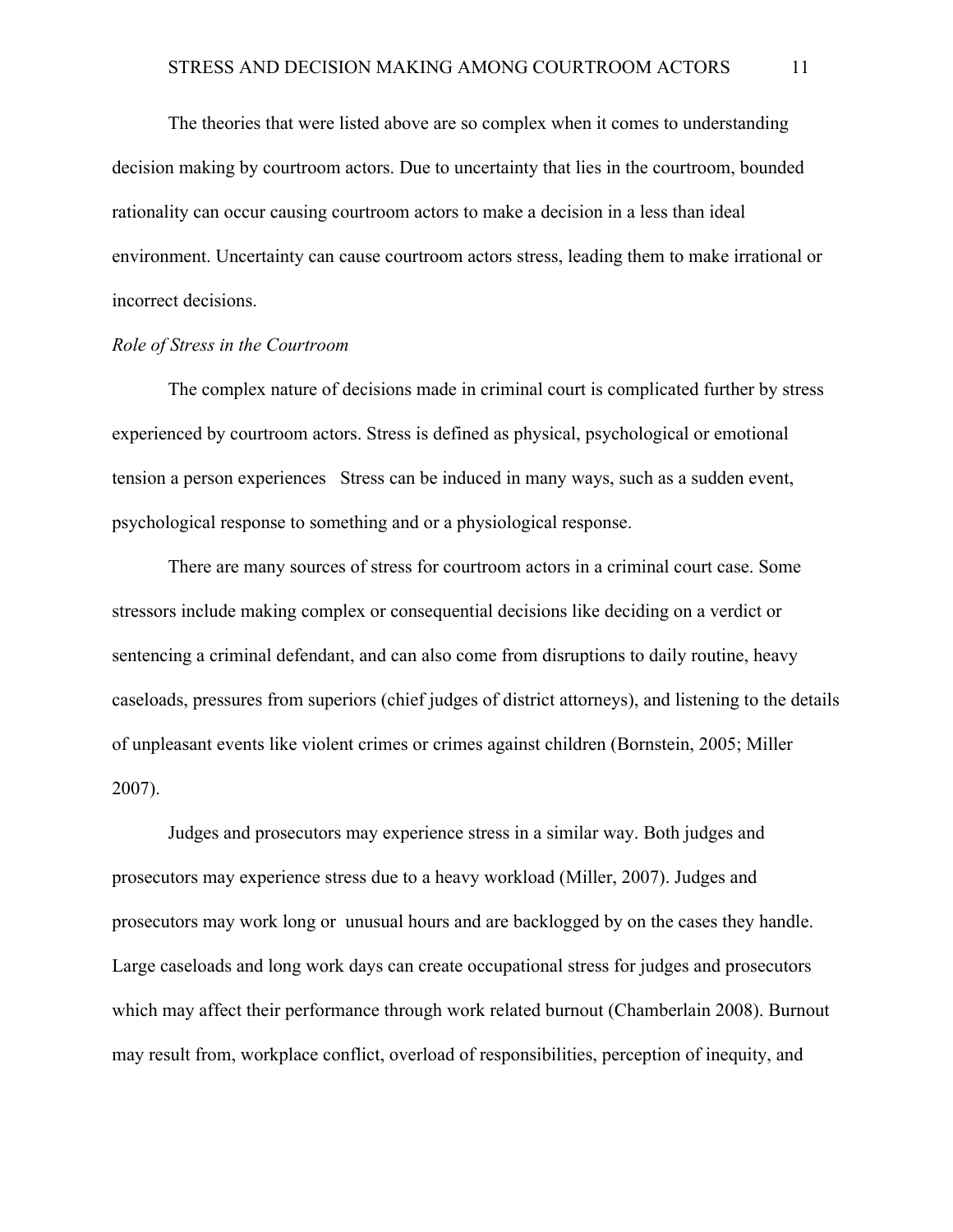The theories that were listed above are so complex when it comes to understanding decision making by courtroom actors. Due to uncertainty that lies in the courtroom, bounded rationality can occur causing courtroom actors to make a decision in a less than ideal environment. Uncertainty can cause courtroom actors stress, leading them to make irrational or incorrect decisions.

*Role of Stress in the Courtroom*

The complex nature of decisions made in criminal court is complicated further by stress experienced by courtroom actors. Stress is defined as physical, psychological or emotional tension a person experiences   Stress can be induced in many ways, such as a sudden event, psychological response to something and or a physiological response.

There are many sources of stress for courtroom actors in a criminal court case. Some stressors include making complex or consequential decisions like deciding on a verdict or sentencing a criminal defendant, and can also come from disruptions to daily routine, heavy caseloads, pressures from superiors (chief judges of district attorneys), and listening to the details of unpleasant events like violent crimes or crimes against children (Bornstein, 2005; Miller 2007).

Judges and prosecutors may experience stress in a similar way. Both judges and prosecutors may experience stress due to a heavy workload (Miller, 2007). Judges and prosecutors may work long or  unusual hours and are backlogged by on the cases they handle. Large caseloads and long work days can create occupational stress for judges and prosecutors which may affect their performance through work related burnout (Chamberlain 2008). Burnout may result from, workplace conflict, overload of responsibilities, perception of inequity, and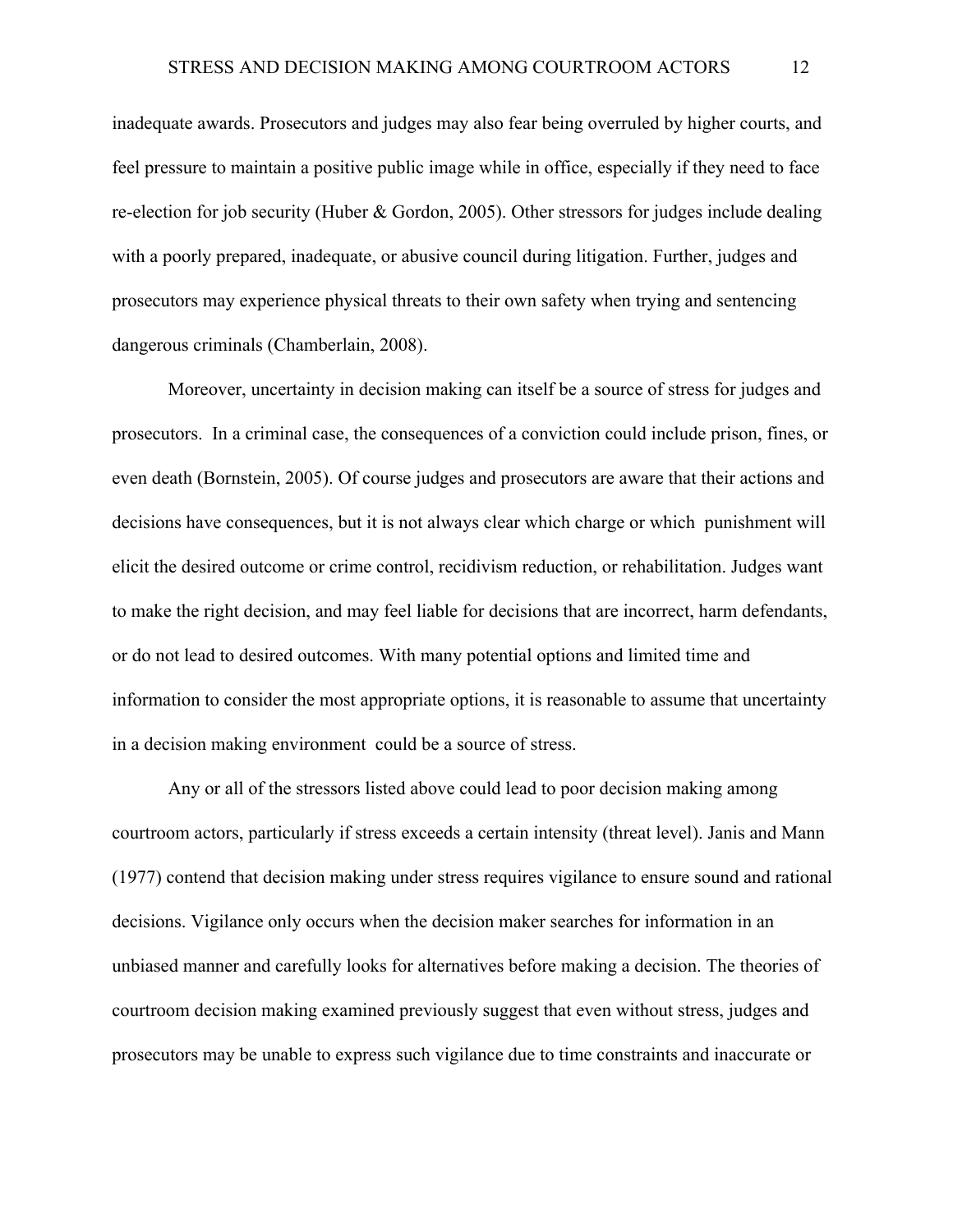inadequate awards. Prosecutors and judges may also fear being overruled by higher courts, and feel pressure to maintain a positive public image while in office, especially if they need to face re-election for job security (Huber & Gordon, 2005). Other stressors for judges include dealing with a poorly prepared, inadequate, or abusive council during litigation. Further, judges and prosecutors may experience physical threats to their own safety when trying and sentencing dangerous criminals (Chamberlain, 2008).

Moreover, uncertainty in decision making can itself be a source of stress for judges and prosecutors. In a criminal case, the consequences of a conviction could include prison, fines, or even death (Bornstein, 2005). Of course judges and prosecutors are aware that their actions and decisions have consequences, but it is not always clear which charge or which punishment will elicit the desired outcome or crime control, recidivism reduction, or rehabilitation. Judges want to make the right decision, and may feel liable for decisions that are incorrect, harm defendants, or do not lead to desired outcomes. With many potential options and limited time and information to consider the most appropriate options, it is reasonable to assume that uncertainty in a decision making environment could be a source of stress.

Any or all of the stressors listed above could lead to poor decision making among courtroom actors, particularly if stress exceeds a certain intensity (threat level). Janis and Mann (1977) contend that decision making under stress requires vigilance to ensure sound and rational decisions. Vigilance only occurs when the decision maker searches for information in an unbiased manner and carefully looks for alternatives before making a decision. The theories of courtroom decision making examined previously suggest that even without stress, judges and prosecutors may be unable to express such vigilance due to time constraints and inaccurate or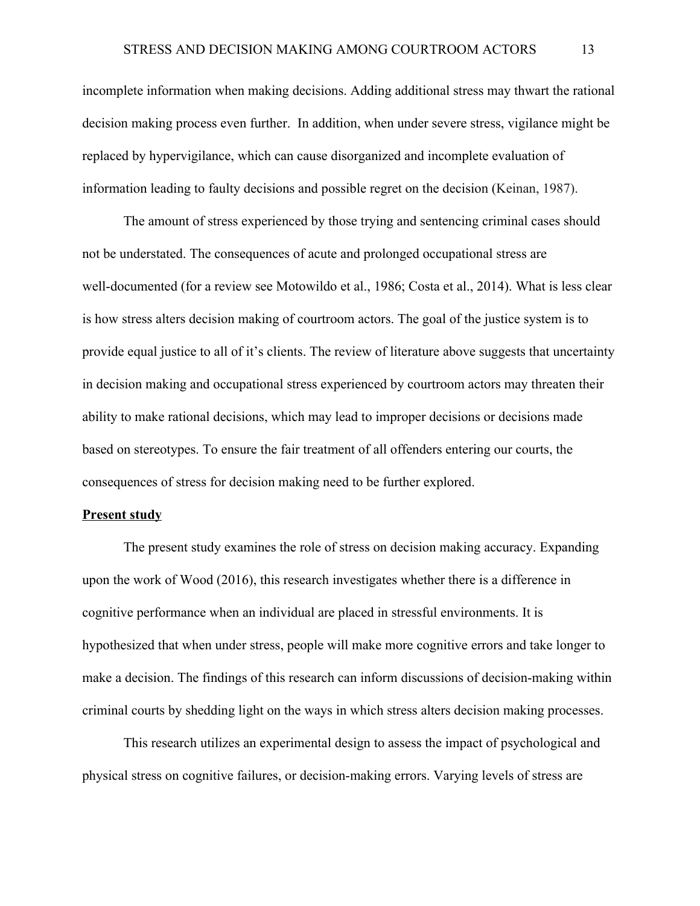incomplete information when making decisions. Adding additional stress may thwart the rational decision making process even further. In addition, when under severe stress, vigilance might be replaced by hypervigilance, which can cause disorganized and incomplete evaluation of information leading to faulty decisions and possible regret on the decision (Keinan, 1987).

The amount of stress experienced by those trying and sentencing criminal cases should not be understated. The consequences of acute and prolonged occupational stress are well-documented (for a review see Motowildo et al., 1986; Costa et al., 2014). What is less clear is how stress alters decision making of courtroom actors. The goal of the justice system is to provide equal justice to all of it's clients. The review of literature above suggests that uncertainty in decision making and occupational stress experienced by courtroom actors may threaten their ability to make rational decisions, which may lead to improper decisions or decisions made based on stereotypes. To ensure the fair treatment of all offenders entering our courts, the consequences of stress for decision making need to be further explored.

**Present study**

The present study examines the role of stress on decision making accuracy. Expanding upon the work of Wood (2016), this research investigates whether there is a difference in cognitive performance when an individual are placed in stressful environments. It is hypothesized that when under stress, people will make more cognitive errors and take longer to make a decision. The findings of this research can inform discussions of decision-making within criminal courts by shedding light on the ways in which stress alters decision making processes.

This research utilizes an experimental design to assess the impact of psychological and physical stress on cognitive failures, or decision-making errors. Varying levels of stress are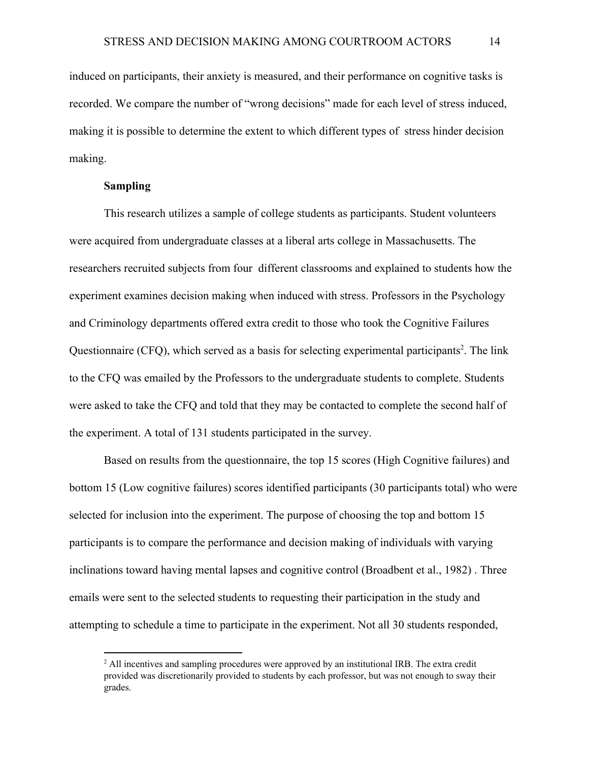induced on participants, their anxiety is measured, and their performance on cognitive tasks is recorded. We compare the number of "wrong decisions" made for each level of stress induced, making it is possible to determine the extent to which different types of stress hinder decision making.

**Sampling**

This research utilizes a sample of college students as participants. Student volunteers were acquired from undergraduate classes at a liberal arts college in Massachusetts. The researchers recruited subjects from four different classrooms and explained to students how the experiment examines decision making when induced with stress. Professors in the Psychology and Criminology departments offered extra credit to those who took the Cognitive Failures Questionnaire (CFQ), which served as a basis for selecting experimental participants[2]. The link to the CFQ was emailed by the Professors to the undergraduate students to complete. Students were asked to take the CFQ and told that they may be contacted to complete the second half of the experiment. A total of 131 students participated in the survey.

Based on results from the questionnaire, the top 15 scores (High Cognitive failures) and bottom 15 (Low cognitive failures) scores identified participants (30 participants total) who were selected for inclusion into the experiment. The purpose of choosing the top and bottom 15 participants is to compare the performance and decision making of individuals with varying inclinations toward having mental lapses and cognitive control (Broadbent et al., 1982) . Three emails were sent to the selected students to requesting their participation in the study and attempting to schedule a time to participate in the experiment. Not all 30 students responded,

[2] All incentives and sampling procedures were approved by an institutional IRB. The extra credit provided was discretionarily provided to students by each professor, but was not enough to sway their grades.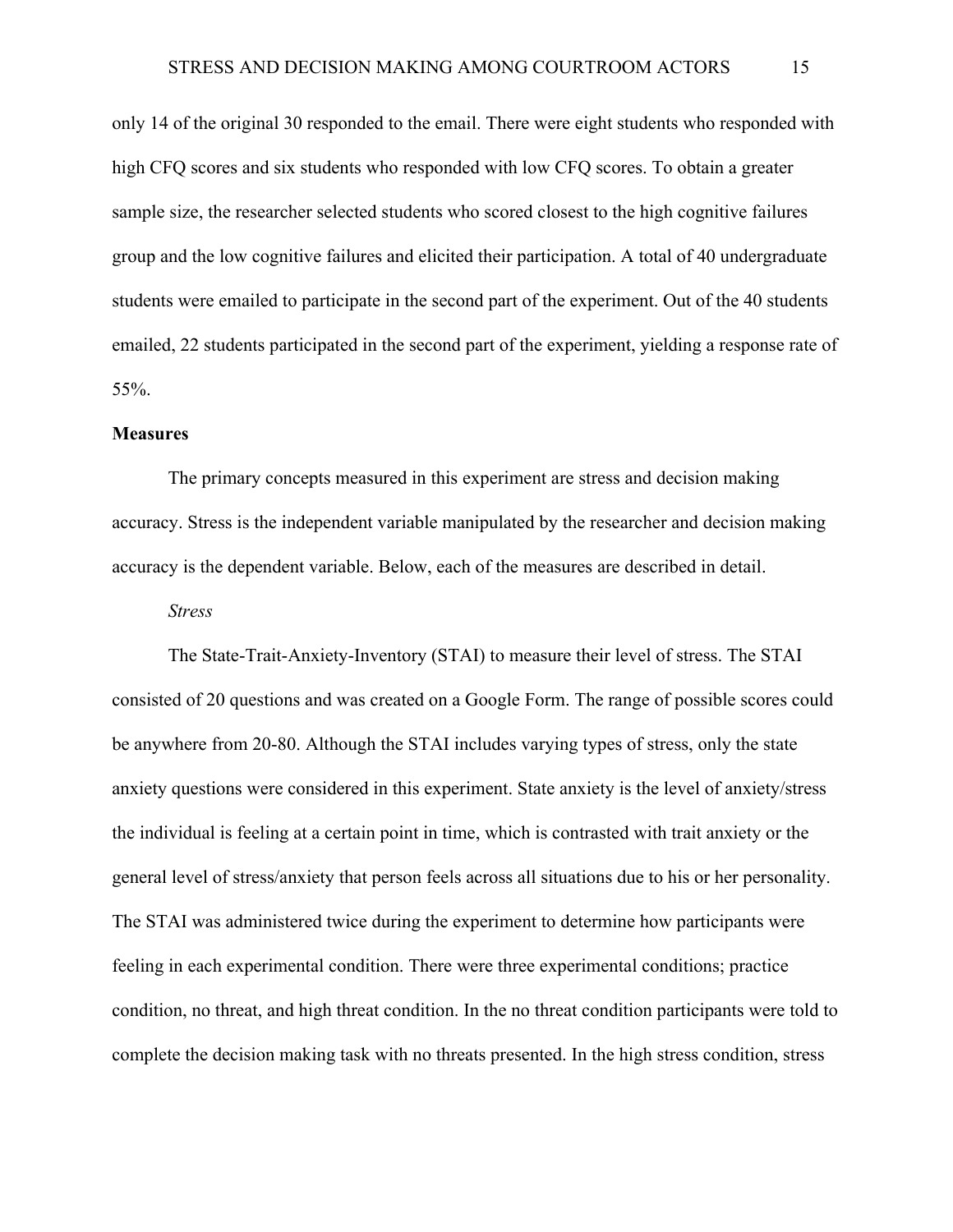only 14 of the original 30 responded to the email. There were eight students who responded with high CFQ scores and six students who responded with low CFQ scores. To obtain a greater sample size, the researcher selected students who scored closest to the high cognitive failures group and the low cognitive failures and elicited their participation. A total of 40 undergraduate students were emailed to participate in the second part of the experiment. Out of the 40 students emailed, 22 students participated in the second part of the experiment, yielding a response rate of 55%.

**Measures**

The primary concepts measured in this experiment are stress and decision making accuracy. Stress is the independent variable manipulated by the researcher and decision making accuracy is the dependent variable. Below, each of the measures are described in detail.

*Stress*

The State-Trait-Anxiety-Inventory (STAI) to measure their level of stress. The STAI consisted of 20 questions and was created on a Google Form. The range of possible scores could be anywhere from 20-80. Although the STAI includes varying types of stress, only the state anxiety questions were considered in this experiment. State anxiety is the level of anxiety/stress the individual is feeling at a certain point in time, which is contrasted with trait anxiety or the general level of stress/anxiety that person feels across all situations due to his or her personality. The STAI was administered twice during the experiment to determine how participants were feeling in each experimental condition. There were three experimental conditions; practice condition, no threat, and high threat condition. In the no threat condition participants were told to complete the decision making task with no threats presented. In the high stress condition, stress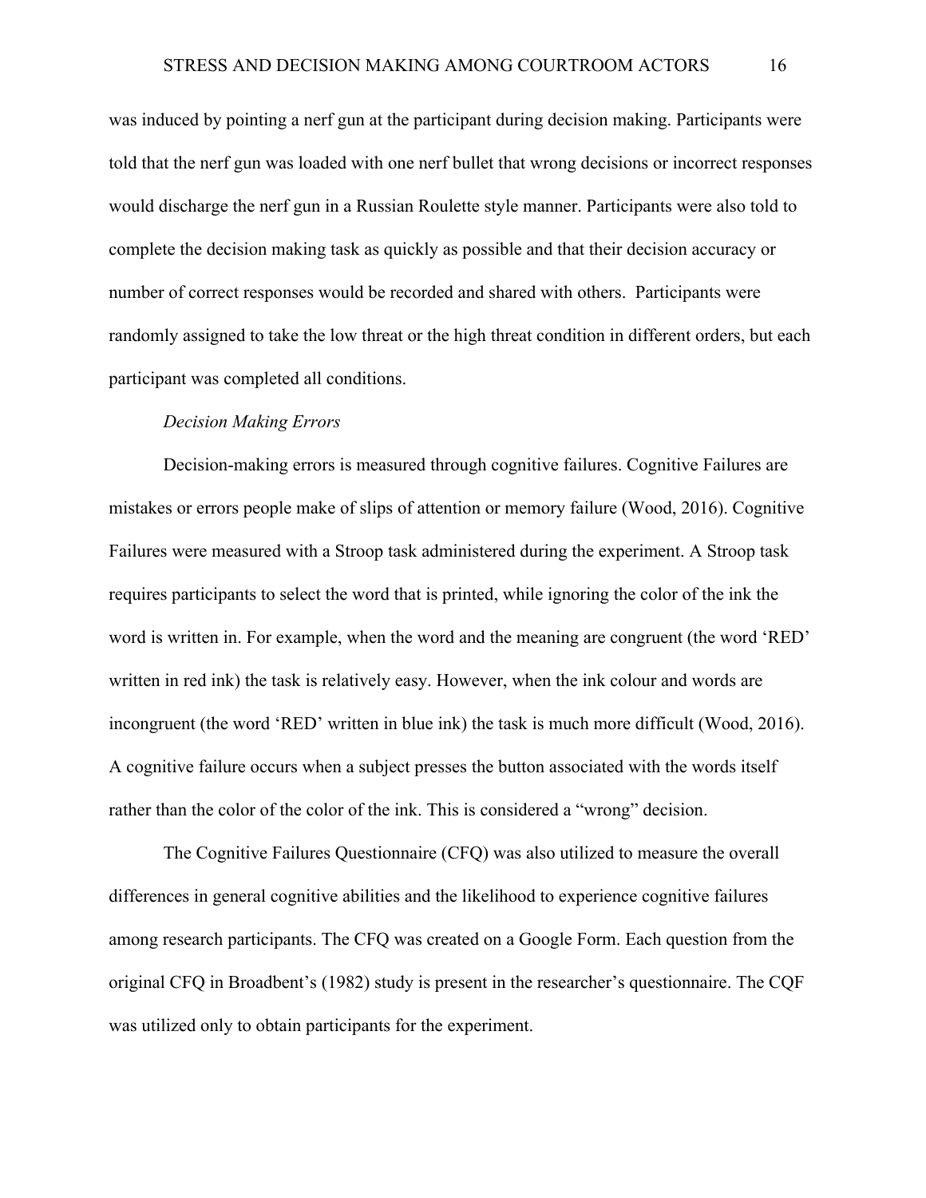was induced by pointing a nerf gun at the participant during decision making. Participants were told that the nerf gun was loaded with one nerf bullet that wrong decisions or incorrect responses would discharge the nerf gun in a Russian Roulette style manner. Participants were also told to complete the decision making task as quickly as possible and that their decision accuracy or number of correct responses would be recorded and shared with others. Participants were randomly assigned to take the low threat or the high threat condition in different orders, but each participant was completed all conditions.

*Decision Making Errors*

Decision-making errors is measured through cognitive failures. Cognitive Failures are mistakes or errors people make of slips of attention or memory failure (Wood, 2016). Cognitive Failures were measured with a Stroop task administered during the experiment. A Stroop task requires participants to select the word that is printed, while ignoring the color of the ink the word is written in. For example, when the word and the meaning are congruent (the word 'RED' written in red ink) the task is relatively easy. However, when the ink colour and words are incongruent (the word 'RED' written in blue ink) the task is much more difficult (Wood, 2016). A cognitive failure occurs when a subject presses the button associated with the words itself rather than the color of the color of the ink. This is considered a "wrong" decision.

The Cognitive Failures Questionnaire (CFQ) was also utilized to measure the overall differences in general cognitive abilities and the likelihood to experience cognitive failures among research participants. The CFQ was created on a Google Form. Each question from the original CFQ in Broadbent's (1982) study is present in the researcher's questionnaire. The CQF was utilized only to obtain participants for the experiment.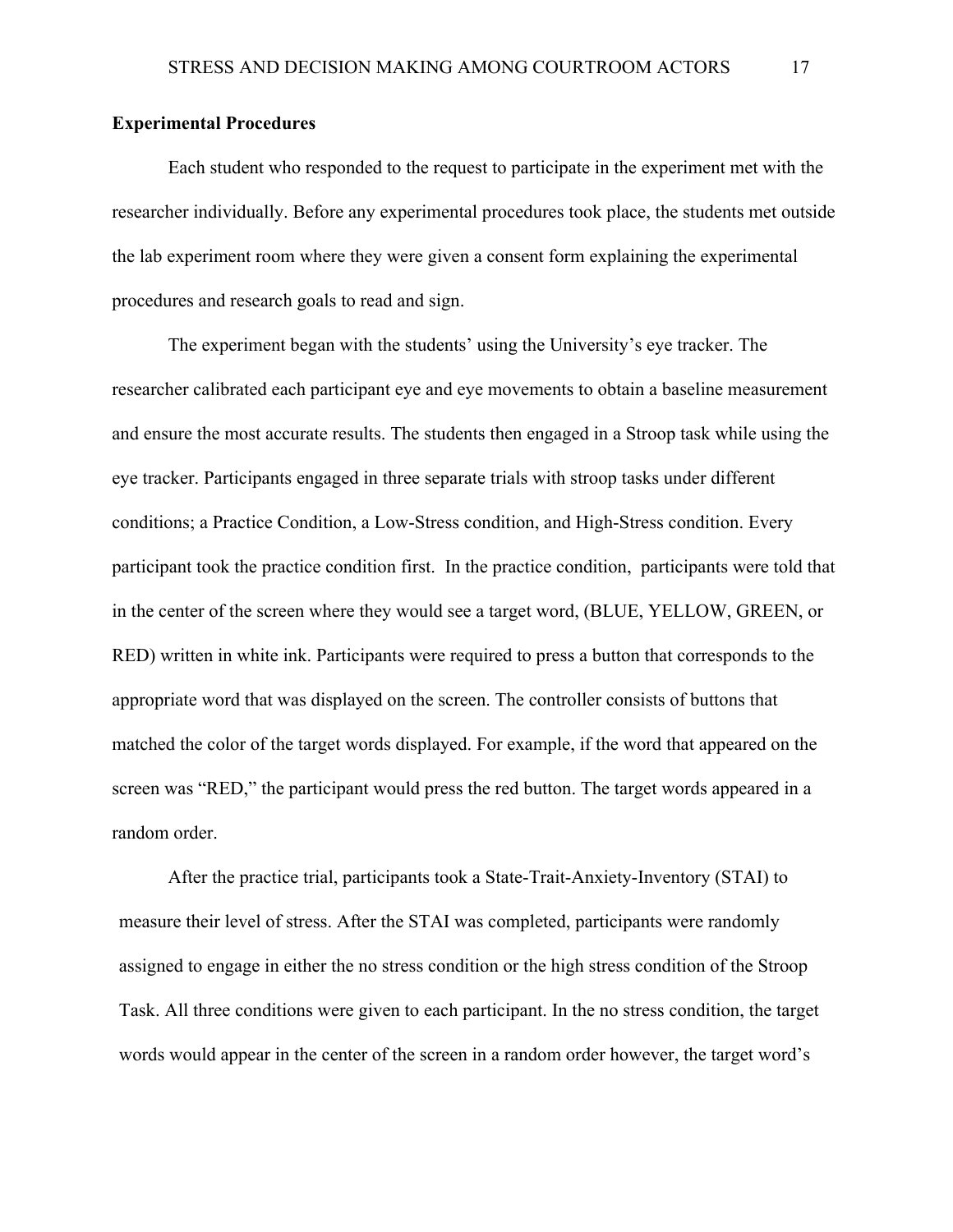**Experimental Procedures**

Each student who responded to the request to participate in the experiment met with the researcher individually. Before any experimental procedures took place, the students met outside the lab experiment room where they were given a consent form explaining the experimental procedures and research goals to read and sign.

The experiment began with the students' using the University's eye tracker. The researcher calibrated each participant eye and eye movements to obtain a baseline measurement and ensure the most accurate results. The students then engaged in a Stroop task while using the eye tracker. Participants engaged in three separate trials with stroop tasks under different conditions; a Practice Condition, a Low-Stress condition, and High-Stress condition. Every participant took the practice condition first. In the practice condition, participants were told that in the center of the screen where they would see a target word, (BLUE, YELLOW, GREEN, or RED) written in white ink. Participants were required to press a button that corresponds to the appropriate word that was displayed on the screen. The controller consists of buttons that matched the color of the target words displayed. For example, if the word that appeared on the screen was "RED," the participant would press the red button. The target words appeared in a random order.

After the practice trial, participants took a State-Trait-Anxiety-Inventory (STAI) to measure their level of stress. After the STAI was completed, participants were randomly assigned to engage in either the no stress condition or the high stress condition of the Stroop Task. All three conditions were given to each participant. In the no stress condition, the target words would appear in the center of the screen in a random order however, the target word's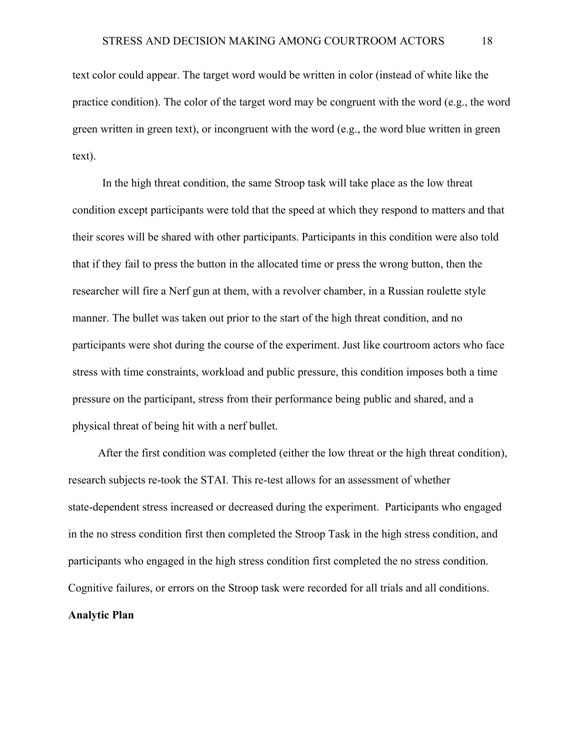text color could appear. The target word would be written in color (instead of white like the practice condition). The color of the target word may be congruent with the word (e.g., the word green written in green text), or incongruent with the word (e.g., the word blue written in green text).

In the high threat condition, the same Stroop task will take place as the low threat condition except participants were told that the speed at which they respond to matters and that their scores will be shared with other participants. Participants in this condition were also told that if they fail to press the button in the allocated time or press the wrong button, then the researcher will fire a Nerf gun at them, with a revolver chamber, in a Russian roulette style manner. The bullet was taken out prior to the start of the high threat condition, and no participants were shot during the course of the experiment. Just like courtroom actors who face stress with time constraints, workload and public pressure, this condition imposes both a time pressure on the participant, stress from their performance being public and shared, and a physical threat of being hit with a nerf bullet.

After the first condition was completed (either the low threat or the high threat condition), research subjects re-took the STAI. This re-test allows for an assessment of whether state-dependent stress increased or decreased during the experiment. Participants who engaged in the no stress condition first then completed the Stroop Task in the high stress condition, and participants who engaged in the high stress condition first completed the no stress condition. Cognitive failures, or errors on the Stroop task were recorded for all trials and all conditions.

**Analytic Plan**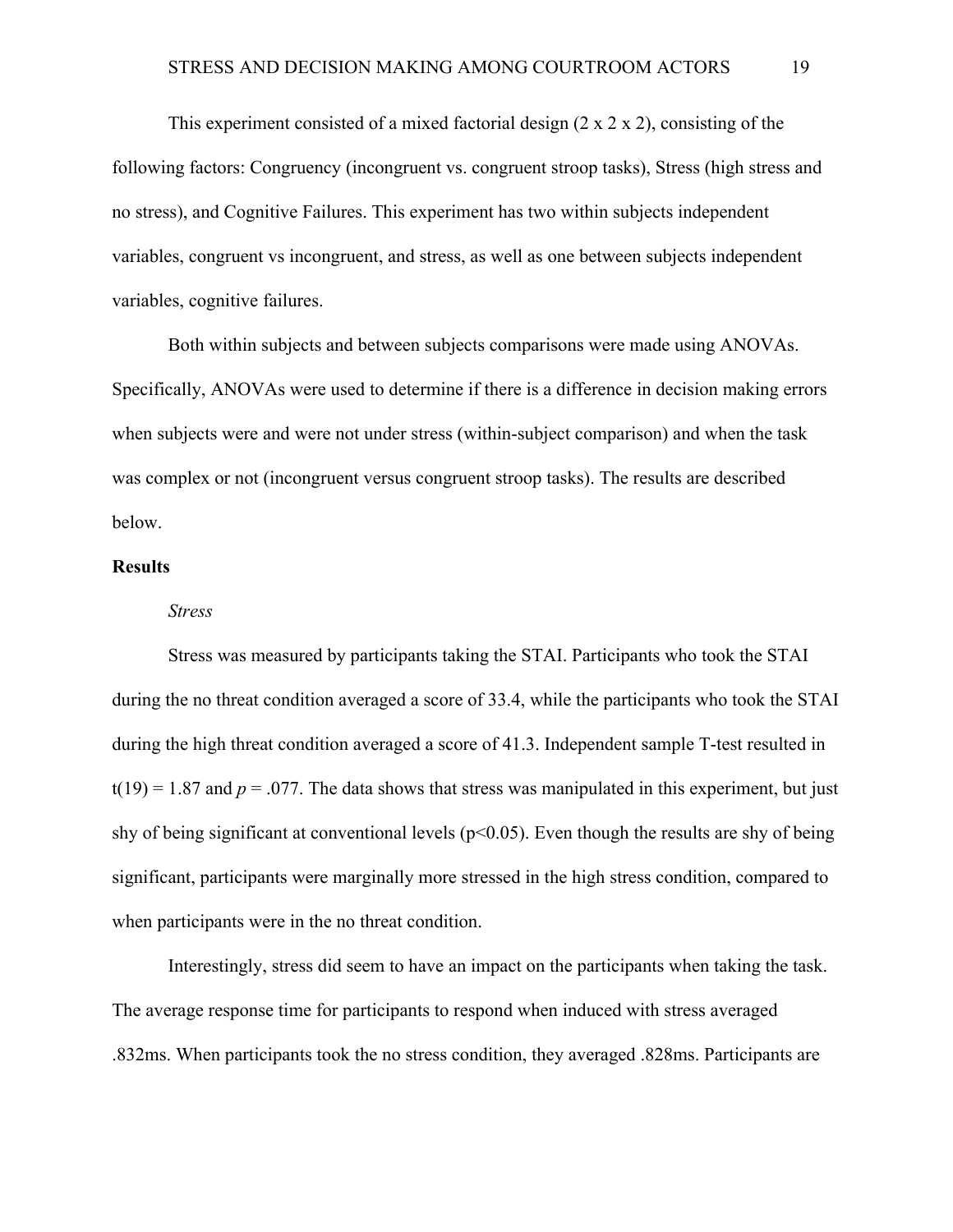This experiment consisted of a mixed factorial design (2 x 2 x 2), consisting of the following factors: Congruency (incongruent vs. congruent stroop tasks), Stress (high stress and no stress), and Cognitive Failures. This experiment has two within subjects independent variables, congruent vs incongruent, and stress, as well as one between subjects independent variables, cognitive failures.

Both within subjects and between subjects comparisons were made using ANOVAs. Specifically, ANOVAs were used to determine if there is a difference in decision making errors when subjects were and were not under stress (within-subject comparison) and when the task was complex or not (incongruent versus congruent stroop tasks). The results are described below.

## Results

### *Stress*

Stress was measured by participants taking the STAI. Participants who took the STAI during the no threat condition averaged a score of 33.4, while the participants who took the STAI during the high threat condition averaged a score of 41.3. Independent sample T-test resulted in $t(19) = 1.87$ and $p = .077$. The data shows that stress was manipulated in this experiment, but just shy of being significant at conventional levels ($p<0.05$). Even though the results are shy of being significant, participants were marginally more stressed in the high stress condition, compared to when participants were in the no threat condition.

Interestingly, stress did seem to have an impact on the participants when taking the task. The average response time for participants to respond when induced with stress averaged .832ms. When participants took the no stress condition, they averaged .828ms. Participants are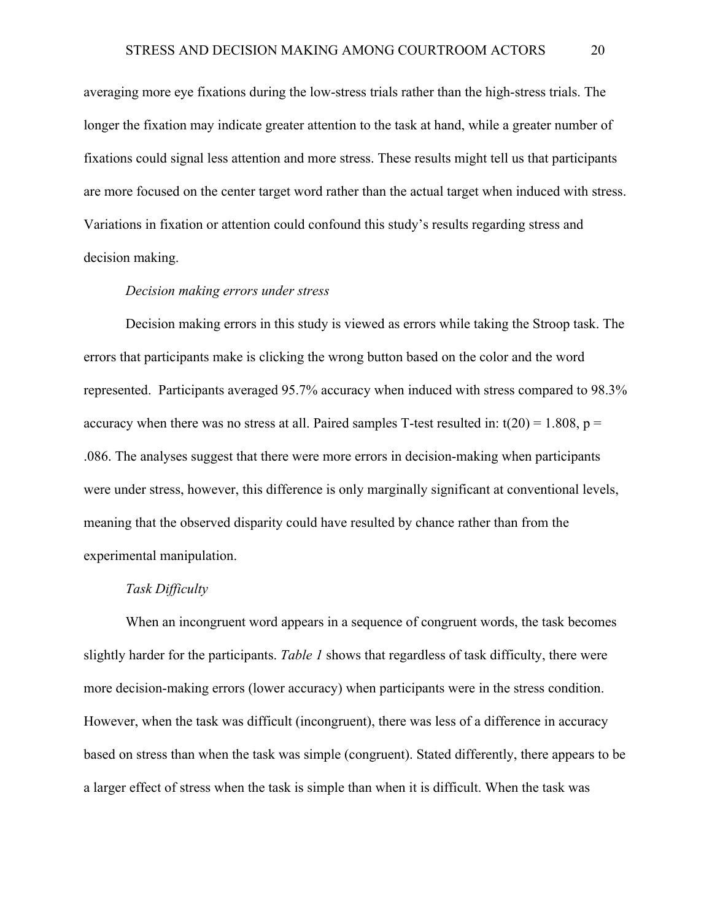averaging more eye fixations during the low-stress trials rather than the high-stress trials. The longer the fixation may indicate greater attention to the task at hand, while a greater number of fixations could signal less attention and more stress. These results might tell us that participants are more focused on the center target word rather than the actual target when induced with stress. Variations in fixation or attention could confound this study's results regarding stress and decision making.

*Decision making errors under stress*

Decision making errors in this study is viewed as errors while taking the Stroop task. The errors that participants make is clicking the wrong button based on the color and the word represented. Participants averaged 95.7% accuracy when induced with stress compared to 98.3% accuracy when there was no stress at all. Paired samples T-test resulted in: $t(20) = 1.808$, $p = .086$. The analyses suggest that there were more errors in decision-making when participants were under stress, however, this difference is only marginally significant at conventional levels, meaning that the observed disparity could have resulted by chance rather than from the experimental manipulation.

*Task Difficulty*

When an incongruent word appears in a sequence of congruent words, the task becomes slightly harder for the participants. *Table 1* shows that regardless of task difficulty, there were more decision-making errors (lower accuracy) when participants were in the stress condition. However, when the task was difficult (incongruent), there was less of a difference in accuracy based on stress than when the task was simple (congruent). Stated differently, there appears to be a larger effect of stress when the task is simple than when it is difficult. When the task was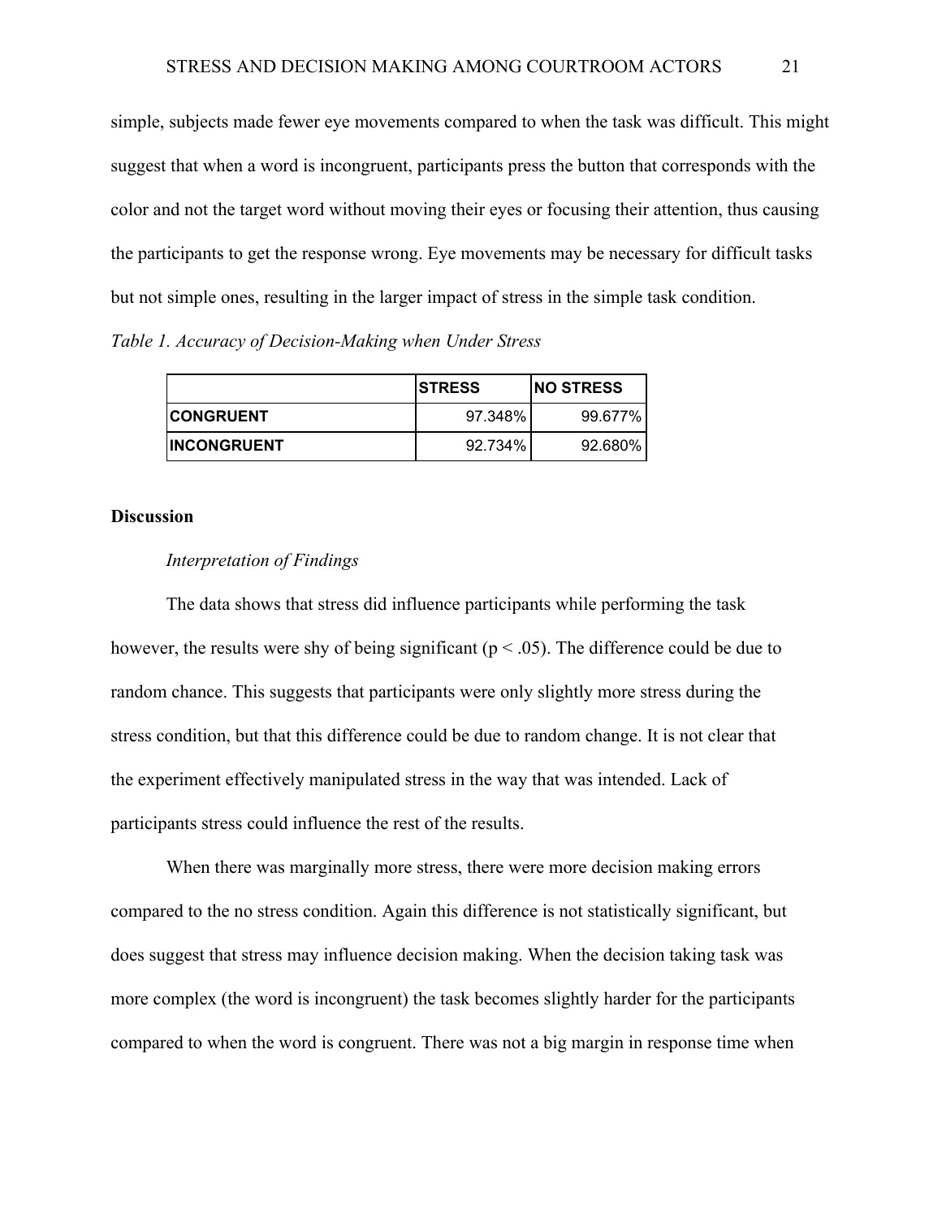simple, subjects made fewer eye movements compared to when the task was difficult. This might suggest that when a word is incongruent, participants press the button that corresponds with the color and not the target word without moving their eyes or focusing their attention, thus causing the participants to get the response wrong. Eye movements may be necessary for difficult tasks but not simple ones, resulting in the larger impact of stress in the simple task condition.

*Table 1. Accuracy of Decision-Making when Under Stress*

| | STRESS | NO STRESS |
|---|---|---|
| CONGRUENT | 97.348% | 99.677% |
| INCONGRUENT | 92.734% | 92.680% |

**Discussion**

*Interpretation of Findings*

The data shows that stress did influence participants while performing the task however, the results were shy of being significant ($p < .05$). The difference could be due to random chance. This suggests that participants were only slightly more stress during the stress condition, but that this difference could be due to random change. It is not clear that the experiment effectively manipulated stress in the way that was intended. Lack of participants stress could influence the rest of the results.

When there was marginally more stress, there were more decision making errors compared to the no stress condition. Again this difference is not statistically significant, but does suggest that stress may influence decision making. When the decision taking task was more complex (the word is incongruent) the task becomes slightly harder for the participants compared to when the word is congruent. There was not a big margin in response time when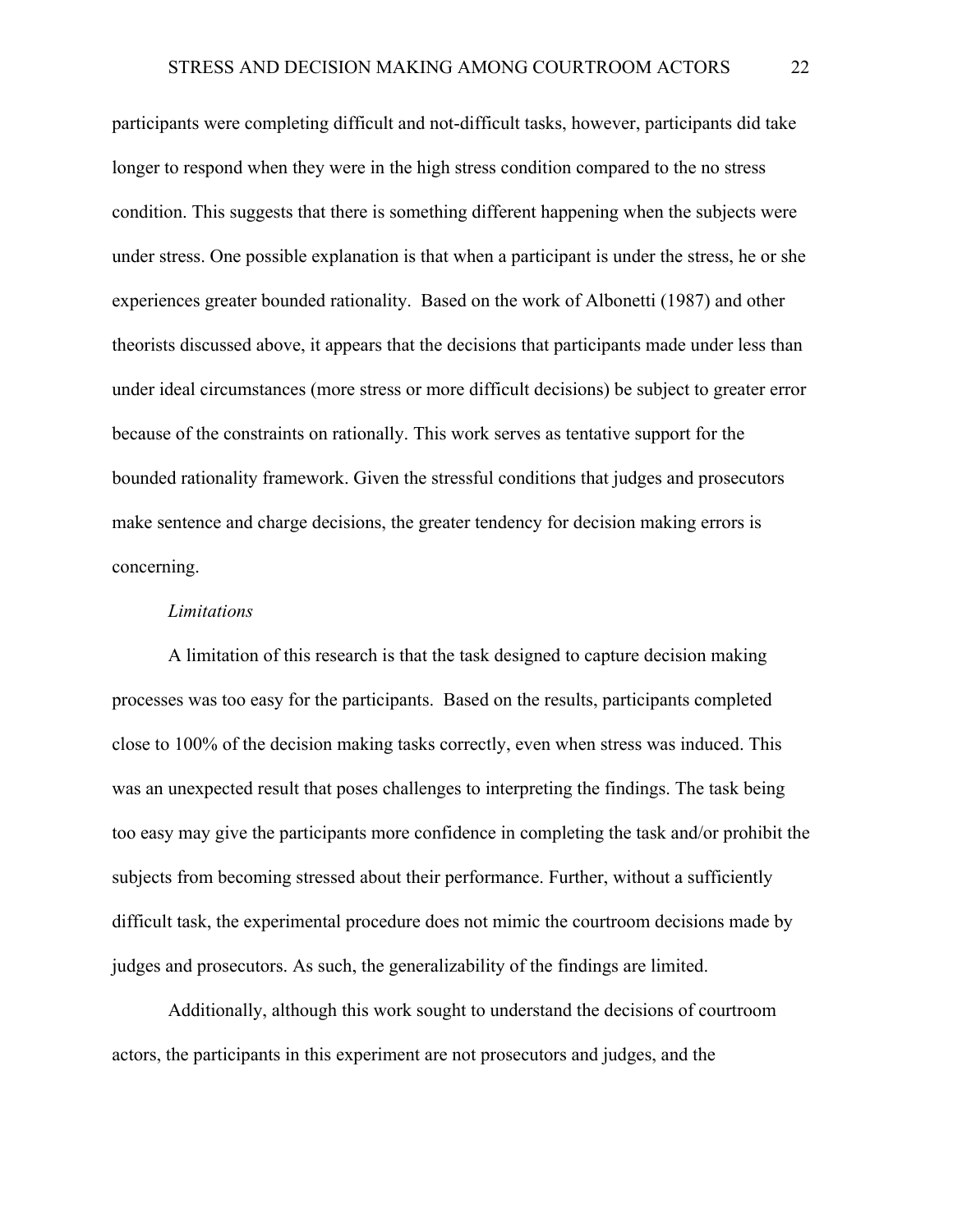participants were completing difficult and not-difficult tasks, however, participants did take longer to respond when they were in the high stress condition compared to the no stress condition. This suggests that there is something different happening when the subjects were under stress. One possible explanation is that when a participant is under the stress, he or she experiences greater bounded rationality. Based on the work of Albonetti (1987) and other theorists discussed above, it appears that the decisions that participants made under less than under ideal circumstances (more stress or more difficult decisions) be subject to greater error because of the constraints on rationally. This work serves as tentative support for the bounded rationality framework. Given the stressful conditions that judges and prosecutors make sentence and charge decisions, the greater tendency for decision making errors is concerning.

*Limitations*

A limitation of this research is that the task designed to capture decision making processes was too easy for the participants. Based on the results, participants completed close to 100% of the decision making tasks correctly, even when stress was induced. This was an unexpected result that poses challenges to interpreting the findings. The task being too easy may give the participants more confidence in completing the task and/or prohibit the subjects from becoming stressed about their performance. Further, without a sufficiently difficult task, the experimental procedure does not mimic the courtroom decisions made by judges and prosecutors. As such, the generalizability of the findings are limited.

Additionally, although this work sought to understand the decisions of courtroom actors, the participants in this experiment are not prosecutors and judges, and the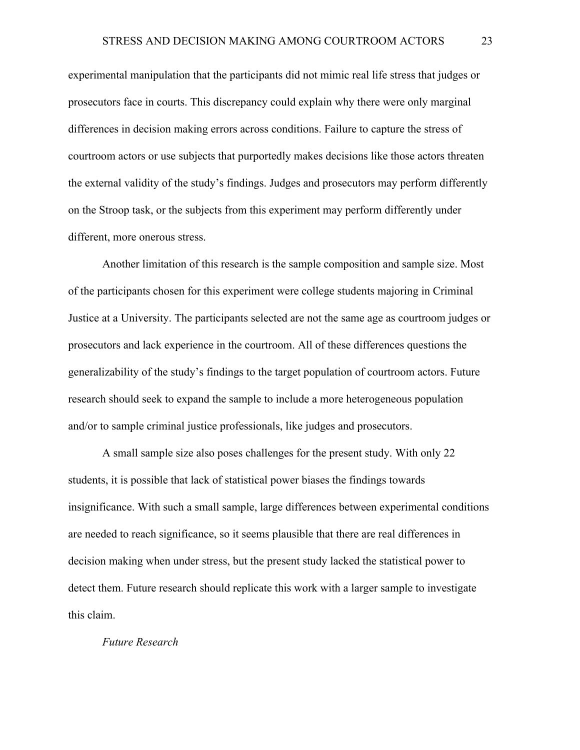experimental manipulation that the participants did not mimic real life stress that judges or prosecutors face in courts. This discrepancy could explain why there were only marginal differences in decision making errors across conditions. Failure to capture the stress of courtroom actors or use subjects that purportedly makes decisions like those actors threaten the external validity of the study's findings. Judges and prosecutors may perform differently on the Stroop task, or the subjects from this experiment may perform differently under different, more onerous stress.

Another limitation of this research is the sample composition and sample size. Most of the participants chosen for this experiment were college students majoring in Criminal Justice at a University. The participants selected are not the same age as courtroom judges or prosecutors and lack experience in the courtroom. All of these differences questions the generalizability of the study's findings to the target population of courtroom actors. Future research should seek to expand the sample to include a more heterogeneous population and/or to sample criminal justice professionals, like judges and prosecutors.

A small sample size also poses challenges for the present study. With only 22 students, it is possible that lack of statistical power biases the findings towards insignificance. With such a small sample, large differences between experimental conditions are needed to reach significance, so it seems plausible that there are real differences in decision making when under stress, but the present study lacked the statistical power to detect them. Future research should replicate this work with a larger sample to investigate this claim.

### *Future Research*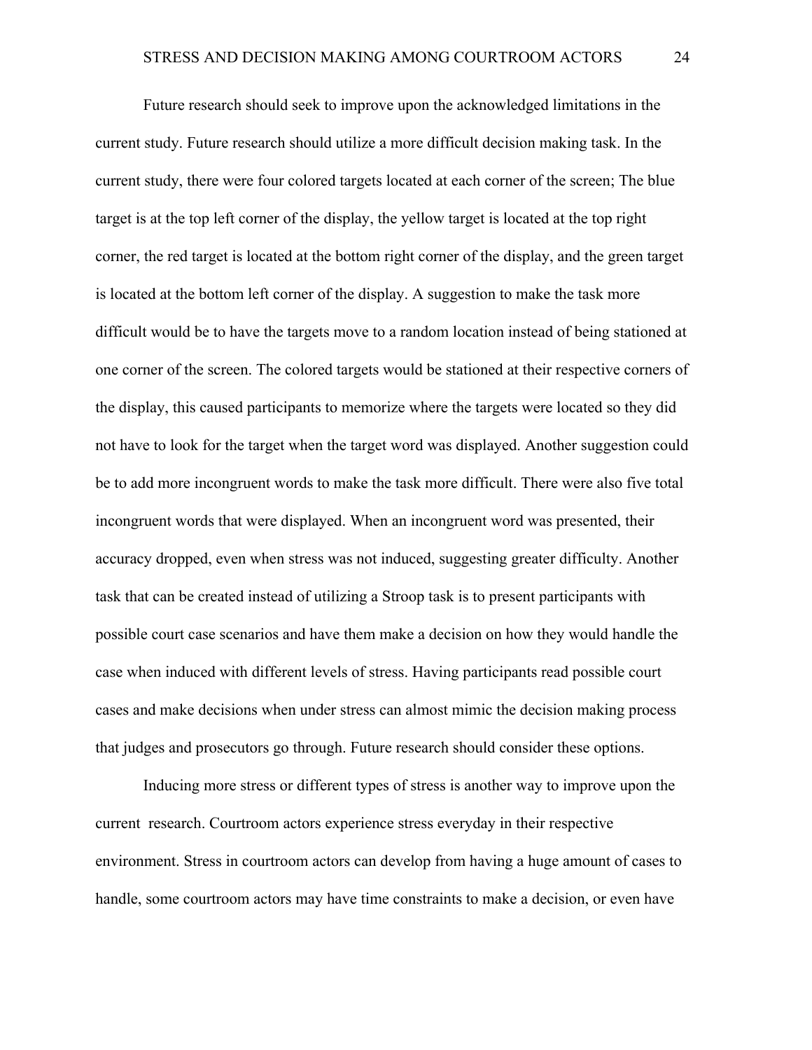Future research should seek to improve upon the acknowledged limitations in the current study. Future research should utilize a more difficult decision making task. In the current study, there were four colored targets located at each corner of the screen; The blue target is at the top left corner of the display, the yellow target is located at the top right corner, the red target is located at the bottom right corner of the display, and the green target is located at the bottom left corner of the display. A suggestion to make the task more difficult would be to have the targets move to a random location instead of being stationed at one corner of the screen. The colored targets would be stationed at their respective corners of the display, this caused participants to memorize where the targets were located so they did not have to look for the target when the target word was displayed. Another suggestion could be to add more incongruent words to make the task more difficult. There were also five total incongruent words that were displayed. When an incongruent word was presented, their accuracy dropped, even when stress was not induced, suggesting greater difficulty. Another task that can be created instead of utilizing a Stroop task is to present participants with possible court case scenarios and have them make a decision on how they would handle the case when induced with different levels of stress. Having participants read possible court cases and make decisions when under stress can almost mimic the decision making process that judges and prosecutors go through. Future research should consider these options.

Inducing more stress or different types of stress is another way to improve upon the current research. Courtroom actors experience stress everyday in their respective environment. Stress in courtroom actors can develop from having a huge amount of cases to handle, some courtroom actors may have time constraints to make a decision, or even have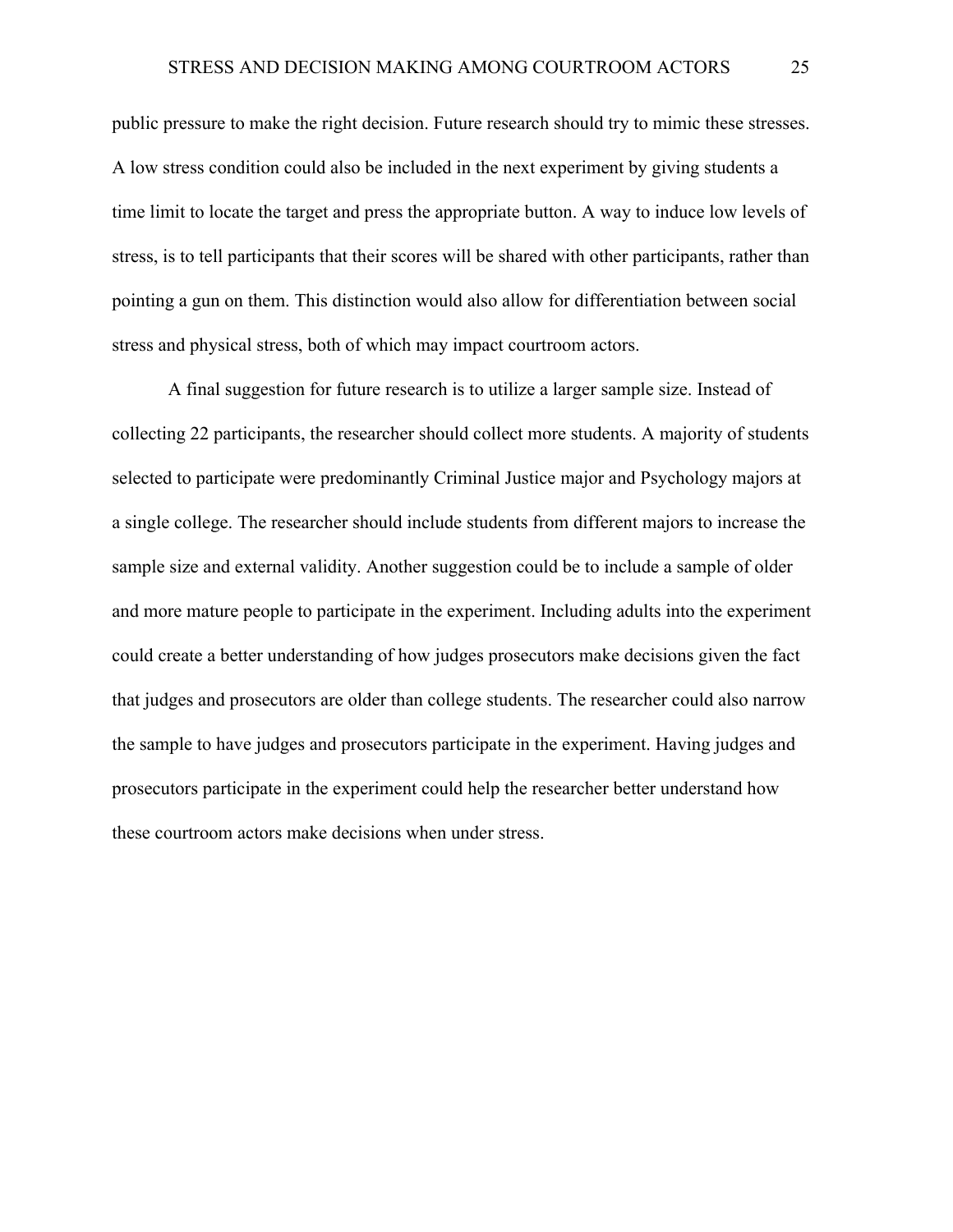public pressure to make the right decision. Future research should try to mimic these stresses. A low stress condition could also be included in the next experiment by giving students a time limit to locate the target and press the appropriate button. A way to induce low levels of stress, is to tell participants that their scores will be shared with other participants, rather than pointing a gun on them. This distinction would also allow for differentiation between social stress and physical stress, both of which may impact courtroom actors.

A final suggestion for future research is to utilize a larger sample size. Instead of collecting 22 participants, the researcher should collect more students. A majority of students selected to participate were predominantly Criminal Justice major and Psychology majors at a single college. The researcher should include students from different majors to increase the sample size and external validity. Another suggestion could be to include a sample of older and more mature people to participate in the experiment. Including adults into the experiment could create a better understanding of how judges prosecutors make decisions given the fact that judges and prosecutors are older than college students. The researcher could also narrow the sample to have judges and prosecutors participate in the experiment. Having judges and prosecutors participate in the experiment could help the researcher better understand how these courtroom actors make decisions when under stress.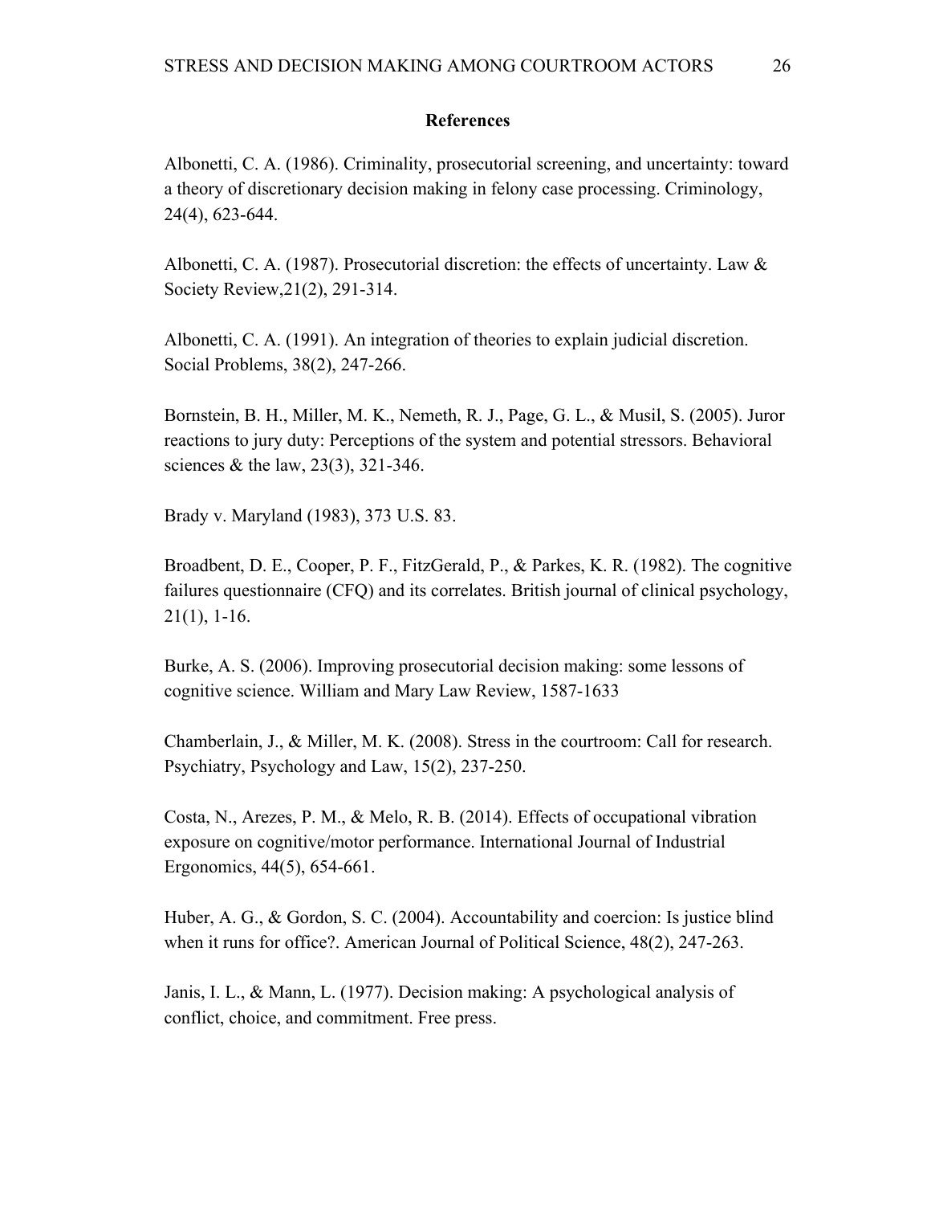## References

Albonetti, C. A. (1986). Criminality, prosecutorial screening, and uncertainty: toward a theory of discretionary decision making in felony case processing. Criminology, 24(4), 623-644.

Albonetti, C. A. (1987). Prosecutorial discretion: the effects of uncertainty. Law & Society Review,21(2), 291-314.

Albonetti, C. A. (1991). An integration of theories to explain judicial discretion. Social Problems, 38(2), 247-266.

Bornstein, B. H., Miller, M. K., Nemeth, R. J., Page, G. L., & Musil, S. (2005). Juror reactions to jury duty: Perceptions of the system and potential stressors. Behavioral sciences & the law, 23(3), 321-346.

Brady v. Maryland (1983), 373 U.S. 83.

Broadbent, D. E., Cooper, P. F., FitzGerald, P., & Parkes, K. R. (1982). The cognitive failures questionnaire (CFQ) and its correlates. British journal of clinical psychology, 21(1), 1-16.

Burke, A. S. (2006). Improving prosecutorial decision making: some lessons of cognitive science. William and Mary Law Review, 1587-1633

Chamberlain, J., & Miller, M. K. (2008). Stress in the courtroom: Call for research. Psychiatry, Psychology and Law, 15(2), 237-250.

Costa, N., Arezes, P. M., & Melo, R. B. (2014). Effects of occupational vibration exposure on cognitive/motor performance. International Journal of Industrial Ergonomics, 44(5), 654-661.

Huber, A. G., & Gordon, S. C. (2004). Accountability and coercion: Is justice blind when it runs for office?. American Journal of Political Science, 48(2), 247-263.

Janis, I. L., & Mann, L. (1977). Decision making: A psychological analysis of conflict, choice, and commitment. Free press.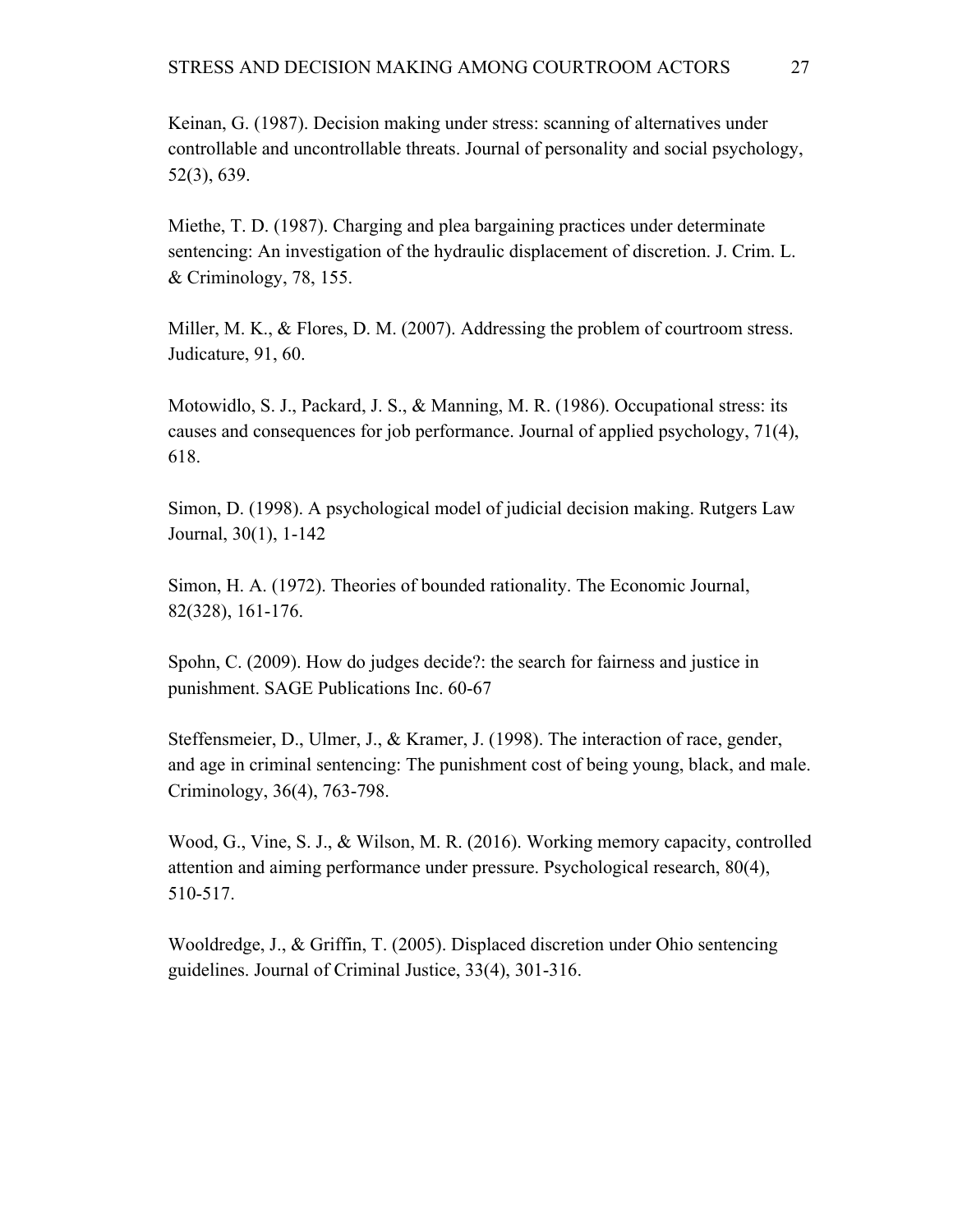Keinan, G. (1987). Decision making under stress: scanning of alternatives under controllable and uncontrollable threats. Journal of personality and social psychology, 52(3), 639.

Miethe, T. D. (1987). Charging and plea bargaining practices under determinate sentencing: An investigation of the hydraulic displacement of discretion. J. Crim. L. & Criminology, 78, 155.

Miller, M. K., & Flores, D. M. (2007). Addressing the problem of courtroom stress. Judicature, 91, 60.

Motowidlo, S. J., Packard, J. S., & Manning, M. R. (1986). Occupational stress: its causes and consequences for job performance. Journal of applied psychology, 71(4), 618.

Simon, D. (1998). A psychological model of judicial decision making. Rutgers Law Journal, 30(1), 1-142

Simon, H. A. (1972). Theories of bounded rationality. The Economic Journal, 82(328), 161-176.

Spohn, C. (2009). How do judges decide?: the search for fairness and justice in punishment. SAGE Publications Inc. 60-67

Steffensmeier, D., Ulmer, J., & Kramer, J. (1998). The interaction of race, gender, and age in criminal sentencing: The punishment cost of being young, black, and male. Criminology, 36(4), 763-798.

Wood, G., Vine, S. J., & Wilson, M. R. (2016). Working memory capacity, controlled attention and aiming performance under pressure. Psychological research, 80(4), 510-517.

Wooldredge, J., & Griffin, T. (2005). Displaced discretion under Ohio sentencing guidelines. Journal of Criminal Justice, 33(4), 301-316.